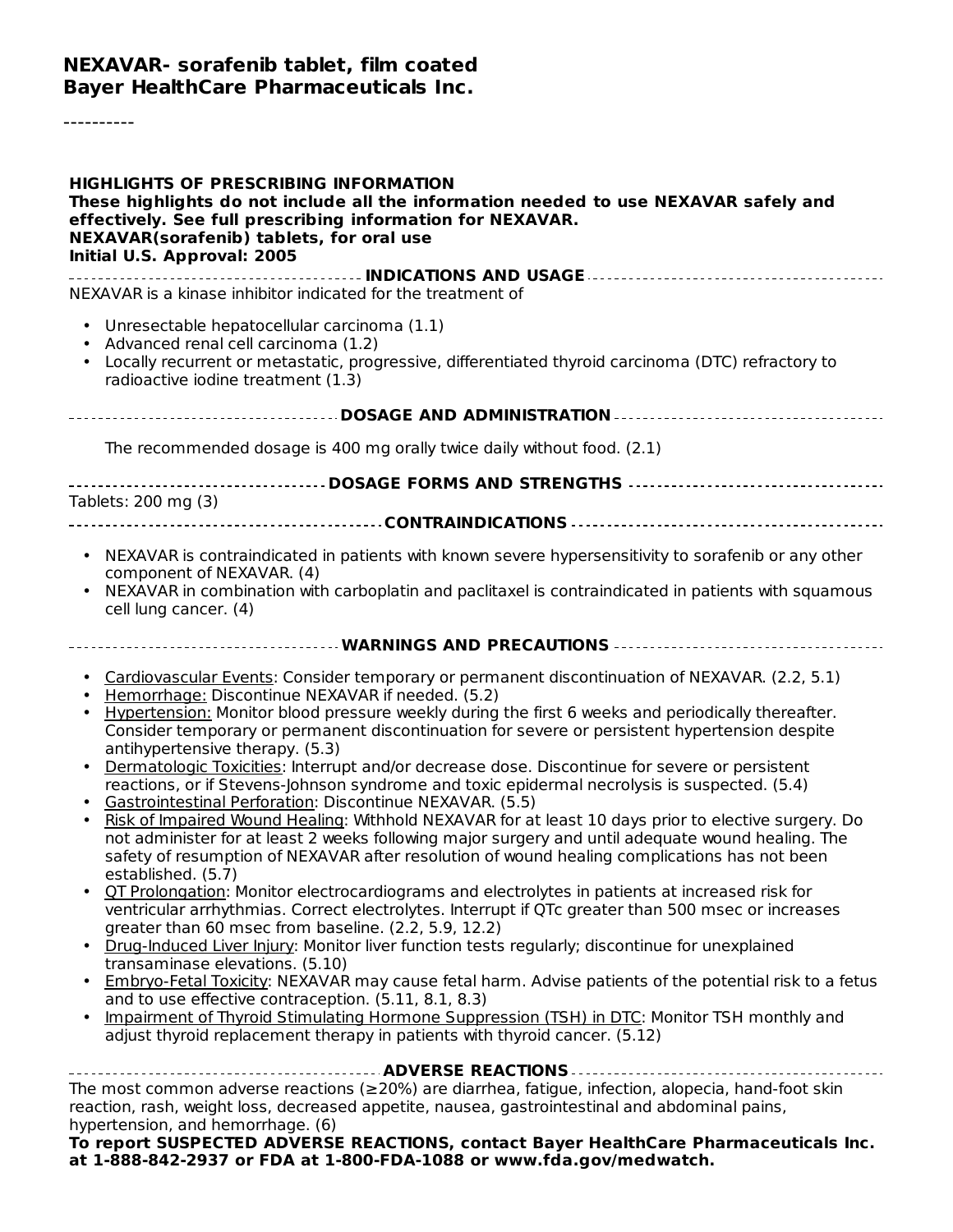**NEXAVAR- sorafenib tablet, film coated**
**Bayer HealthCare Pharmaceuticals Inc.**

----------

**HIGHLIGHTS OF PRESCRIBING INFORMATION**
**These highlights do not include all the information needed to use NEXAVAR safely and effectively. See full prescribing information for NEXAVAR.**
**NEXAVAR(sorafenib) tablets, for oral use**
**Initial U.S. Approval: 2005**

## INDICATIONS AND USAGE

NEXAVAR is a kinase inhibitor indicated for the treatment of

- Unresectable hepatocellular carcinoma (1.1)
- Advanced renal cell carcinoma (1.2)
- Locally recurrent or metastatic, progressive, differentiated thyroid carcinoma (DTC) refractory to radioactive iodine treatment (1.3)

## DOSAGE AND ADMINISTRATION

The recommended dosage is 400 mg orally twice daily without food. (2.1)

## DOSAGE FORMS AND STRENGTHS

Tablets: 200 mg (3)

## CONTRAINDICATIONS

- NEXAVAR is contraindicated in patients with known severe hypersensitivity to sorafenib or any other component of NEXAVAR. (4)
- NEXAVAR in combination with carboplatin and paclitaxel is contraindicated in patients with squamous cell lung cancer. (4)

## WARNINGS AND PRECAUTIONS

- Cardiovascular Events: Consider temporary or permanent discontinuation of NEXAVAR. (2.2, 5.1)
- Hemorrhage: Discontinue NEXAVAR if needed. (5.2)
- Hypertension: Monitor blood pressure weekly during the first 6 weeks and periodically thereafter. Consider temporary or permanent discontinuation for severe or persistent hypertension despite antihypertensive therapy. (5.3)
- Dermatologic Toxicities: Interrupt and/or decrease dose. Discontinue for severe or persistent reactions, or if Stevens-Johnson syndrome and toxic epidermal necrolysis is suspected. (5.4)
- Gastrointestinal Perforation: Discontinue NEXAVAR. (5.5)
- Risk of Impaired Wound Healing: Withhold NEXAVAR for at least 10 days prior to elective surgery. Do not administer for at least 2 weeks following major surgery and until adequate wound healing. The safety of resumption of NEXAVAR after resolution of wound healing complications has not been established. (5.7)
- QT Prolongation: Monitor electrocardiograms and electrolytes in patients at increased risk for ventricular arrhythmias. Correct electrolytes. Interrupt if QTc greater than 500 msec or increases greater than 60 msec from baseline. (2.2, 5.9, 12.2)
- Drug-Induced Liver Injury: Monitor liver function tests regularly; discontinue for unexplained transaminase elevations. (5.10)
- Embryo-Fetal Toxicity: NEXAVAR may cause fetal harm. Advise patients of the potential risk to a fetus and to use effective contraception. (5.11, 8.1, 8.3)
- Impairment of Thyroid Stimulating Hormone Suppression (TSH) in DTC: Monitor TSH monthly and adjust thyroid replacement therapy in patients with thyroid cancer. (5.12)

## ADVERSE REACTIONS

The most common adverse reactions (≥20%) are diarrhea, fatigue, infection, alopecia, hand-foot skin reaction, rash, weight loss, decreased appetite, nausea, gastrointestinal and abdominal pains, hypertension, and hemorrhage. (6)

**To report SUSPECTED ADVERSE REACTIONS, contact Bayer HealthCare Pharmaceuticals Inc. at 1-888-842-2937 or FDA at 1-800-FDA-1088 or www.fda.gov/medwatch.**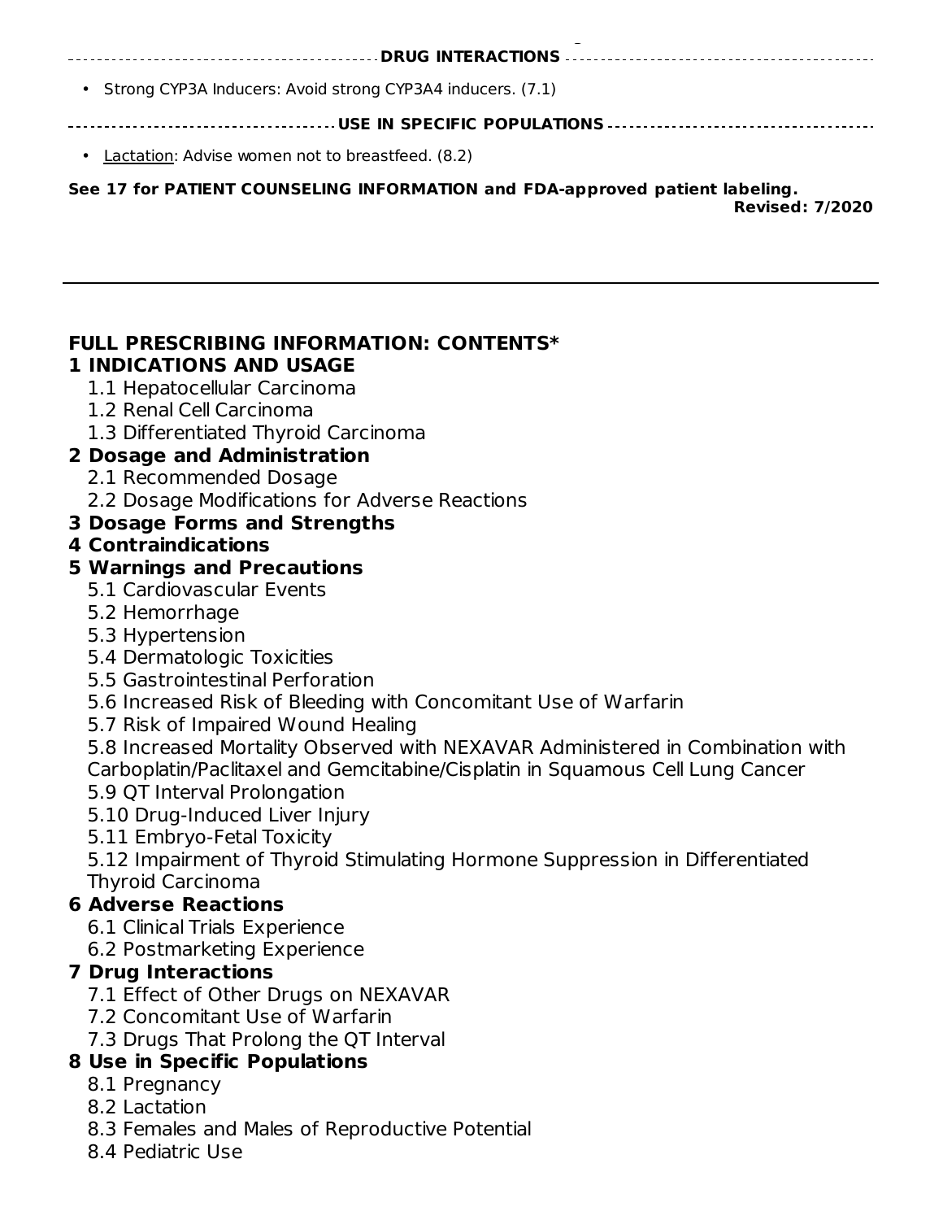**DRUG INTERACTIONS**

- Strong CYP3A Inducers: Avoid strong CYP3A4 inducers. (7.1)

**USE IN SPECIFIC POPULATIONS**

- Lactation: Advise women not to breastfeed. (8.2)

**See 17 for PATIENT COUNSELING INFORMATION and FDA-approved patient labeling.**

**Revised: 7/2020**

---

## FULL PRESCRIBING INFORMATION: CONTENTS*

**1 INDICATIONS AND USAGE**

- 1.1 Hepatocellular Carcinoma
- 1.2 Renal Cell Carcinoma
- 1.3 Differentiated Thyroid Carcinoma

**2 Dosage and Administration**

- 2.1 Recommended Dosage
- 2.2 Dosage Modifications for Adverse Reactions

**3 Dosage Forms and Strengths**

**4 Contraindications**

**5 Warnings and Precautions**

- 5.1 Cardiovascular Events
- 5.2 Hemorrhage
- 5.3 Hypertension
- 5.4 Dermatologic Toxicities
- 5.5 Gastrointestinal Perforation
- 5.6 Increased Risk of Bleeding with Concomitant Use of Warfarin
- 5.7 Risk of Impaired Wound Healing
- 5.8 Increased Mortality Observed with NEXAVAR Administered in Combination with Carboplatin/Paclitaxel and Gemcitabine/Cisplatin in Squamous Cell Lung Cancer
- 5.9 QT Interval Prolongation
- 5.10 Drug-Induced Liver Injury
- 5.11 Embryo-Fetal Toxicity
- 5.12 Impairment of Thyroid Stimulating Hormone Suppression in Differentiated Thyroid Carcinoma

**6 Adverse Reactions**

- 6.1 Clinical Trials Experience
- 6.2 Postmarketing Experience

**7 Drug Interactions**

- 7.1 Effect of Other Drugs on NEXAVAR
- 7.2 Concomitant Use of Warfarin
- 7.3 Drugs That Prolong the QT Interval

**8 Use in Specific Populations**

- 8.1 Pregnancy
- 8.2 Lactation
- 8.3 Females and Males of Reproductive Potential
- 8.4 Pediatric Use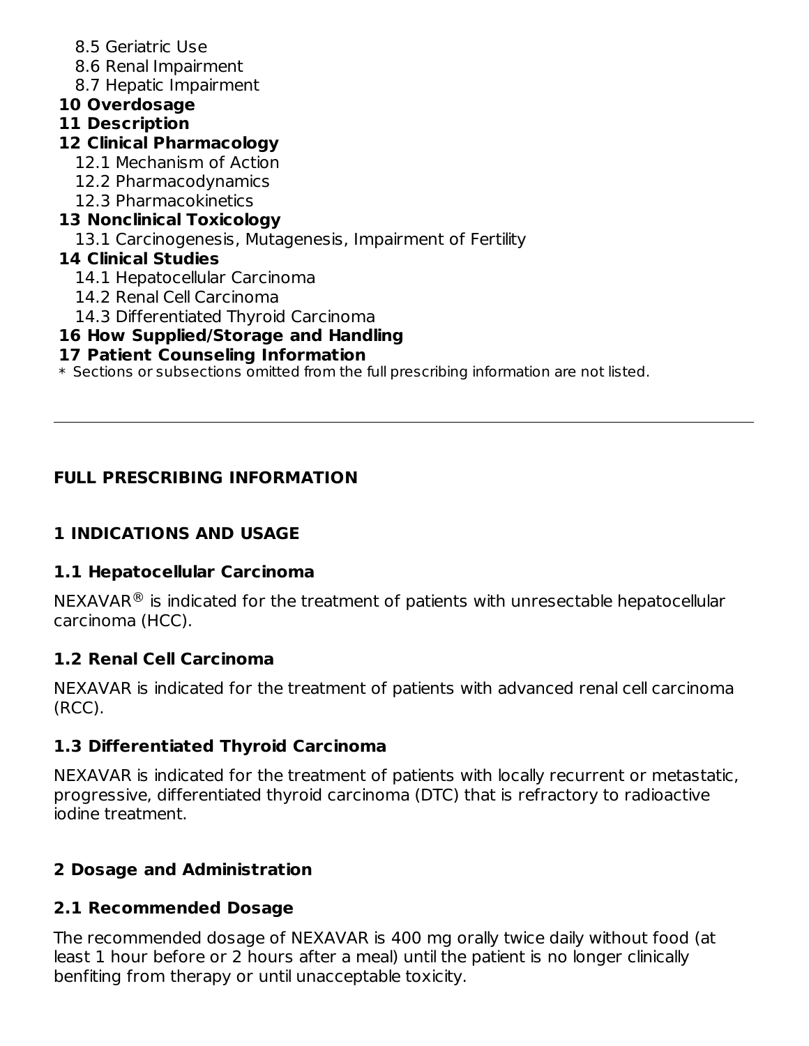8.5 Geriatric Use
8.6 Renal Impairment
8.7 Hepatic Impairment

**10 Overdosage**

**11 Description**

**12 Clinical Pharmacology**

12.1 Mechanism of Action
12.2 Pharmacodynamics
12.3 Pharmacokinetics

**13 Nonclinical Toxicology**

13.1 Carcinogenesis, Mutagenesis, Impairment of Fertility

**14 Clinical Studies**

14.1 Hepatocellular Carcinoma
14.2 Renal Cell Carcinoma
14.3 Differentiated Thyroid Carcinoma

**16 How Supplied/Storage and Handling**

**17 Patient Counseling Information**

* Sections or subsections omitted from the full prescribing information are not listed.

---

# FULL PRESCRIBING INFORMATION

## 1 INDICATIONS AND USAGE

### 1.1 Hepatocellular Carcinoma

NEXAVAR® is indicated for the treatment of patients with unresectable hepatocellular carcinoma (HCC).

### 1.2 Renal Cell Carcinoma

NEXAVAR is indicated for the treatment of patients with advanced renal cell carcinoma (RCC).

### 1.3 Differentiated Thyroid Carcinoma

NEXAVAR is indicated for the treatment of patients with locally recurrent or metastatic, progressive, differentiated thyroid carcinoma (DTC) that is refractory to radioactive iodine treatment.

## 2 Dosage and Administration

### 2.1 Recommended Dosage

The recommended dosage of NEXAVAR is 400 mg orally twice daily without food (at least 1 hour before or 2 hours after a meal) until the patient is no longer clinically benfiting from therapy or until unacceptable toxicity.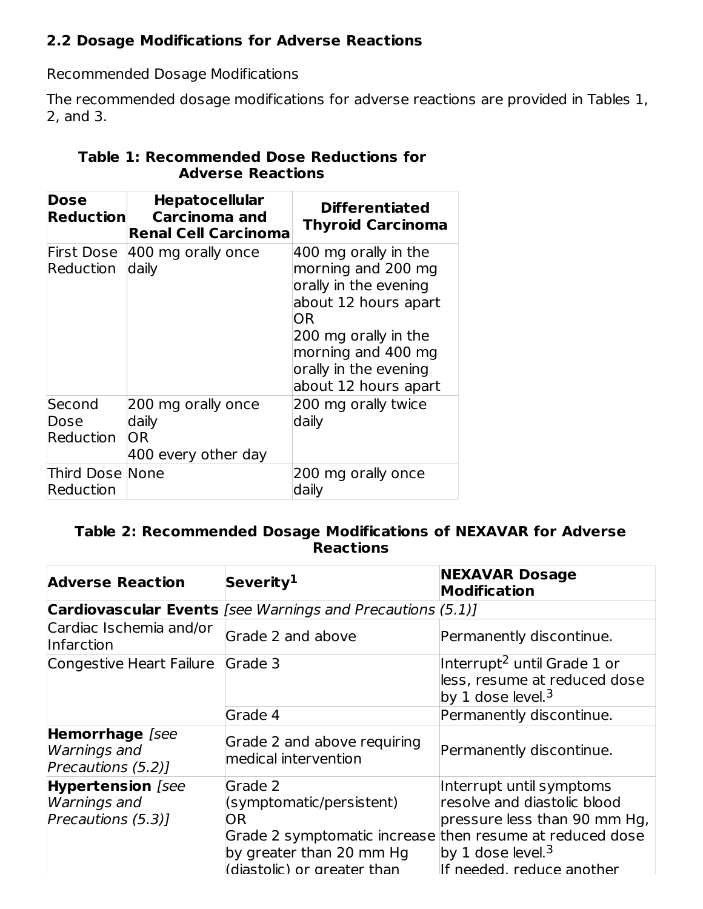### 2.2 Dosage Modifications for Adverse Reactions

Recommended Dosage Modifications

The recommended dosage modifications for adverse reactions are provided in Tables 1, 2, and 3.

**Table 1: Recommended Dose Reductions for Adverse Reactions**

| Dose Reduction | Hepatocellular Carcinoma and Renal Cell Carcinoma | Differentiated Thyroid Carcinoma |
|---|---|---|
| First Dose Reduction | 400 mg orally once daily | 400 mg orally in the morning and 200 mg orally in the evening about 12 hours apart<br>OR<br>200 mg orally in the morning and 400 mg orally in the evening about 12 hours apart |
| Second Dose Reduction | 200 mg orally once daily<br>OR<br>400 every other day | 200 mg orally twice daily |
| Third Dose Reduction | None | 200 mg orally once daily |

**Table 2: Recommended Dosage Modifications of NEXAVAR for Adverse Reactions**

| Adverse Reaction | Severity[1] | NEXAVAR Dosage Modification |
|---|---|---|
| **Cardiovascular Events** *[see Warnings and Precautions (5.1)]* | | |
| Cardiac Ischemia and/or Infarction | Grade 2 and above | Permanently discontinue. |
| Congestive Heart Failure | Grade 3 | Interrupt[2] until Grade 1 or less, resume at reduced dose by 1 dose level.[3] |
| | Grade 4 | Permanently discontinue. |
| **Hemorrhage** *[see Warnings and Precautions (5.2)]* | Grade 2 and above requiring medical intervention | Permanently discontinue. |
| **Hypertension** *[see Warnings and Precautions (5.3)]* | Grade 2 (symptomatic/persistent)<br>OR<br>Grade 2 symptomatic increase by greater than 20 mm Hg (diastolic) or greater than | Interrupt until symptoms resolve and diastolic blood pressure less than 90 mm Hg, then resume at reduced dose by 1 dose level.[3]<br>If needed, reduce another |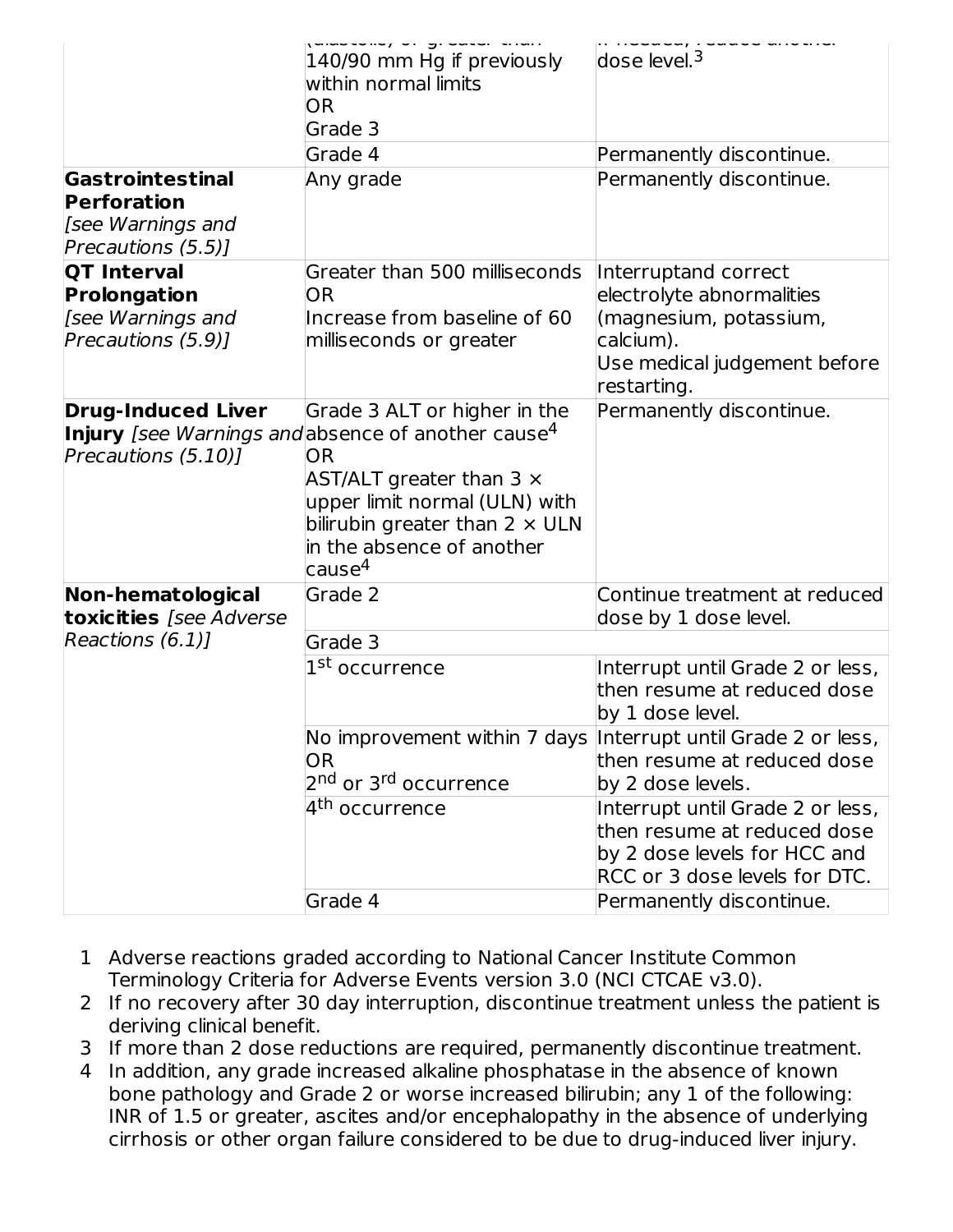| | | |
|---|---|---|
| | (diastolic) or greater than 140/90 mm Hg if previously within normal limits<br>OR<br>Grade 3 | If needed, reduce another dose level.[3] |
| | Grade 4 | Permanently discontinue. |
| **Gastrointestinal Perforation** *[see Warnings and Precautions (5.5)]* | Any grade | Permanently discontinue. |
| **QT Interval Prolongation** *[see Warnings and Precautions (5.9)]* | Greater than 500 milliseconds<br>OR<br>Increase from baseline of 60 milliseconds or greater | Interruptand correct electrolyte abnormalities (magnesium, potassium, calcium).<br>Use medical judgement before restarting. |
| **Drug-Induced Liver Injury** *[see Warnings and Precautions (5.10)]* | Grade 3 ALT or higher in the absence of another cause[4]<br>OR<br>AST/ALT greater than 3 × upper limit normal (ULN) with bilirubin greater than 2 × ULN in the absence of another cause[4] | Permanently discontinue. |
| **Non-hematological toxicities** *[see Adverse Reactions (6.1)]* | Grade 2 | Continue treatment at reduced dose by 1 dose level. |
| | Grade 3 | |
| | 1st occurrence | Interrupt until Grade 2 or less, then resume at reduced dose by 1 dose level. |
| | No improvement within 7 days<br>OR<br>2nd or 3rd occurrence | Interrupt until Grade 2 or less, then resume at reduced dose by 2 dose levels. |
| | 4th occurrence | Interrupt until Grade 2 or less, then resume at reduced dose by 2 dose levels for HCC and RCC or 3 dose levels for DTC. |
| | Grade 4 | Permanently discontinue. |

1. Adverse reactions graded according to National Cancer Institute Common Terminology Criteria for Adverse Events version 3.0 (NCI CTCAE v3.0).
2. If no recovery after 30 day interruption, discontinue treatment unless the patient is deriving clinical benefit.
3. If more than 2 dose reductions are required, permanently discontinue treatment.
4. In addition, any grade increased alkaline phosphatase in the absence of known bone pathology and Grade 2 or worse increased bilirubin; any 1 of the following: INR of 1.5 or greater, ascites and/or encephalopathy in the absence of underlying cirrhosis or other organ failure considered to be due to drug-induced liver injury.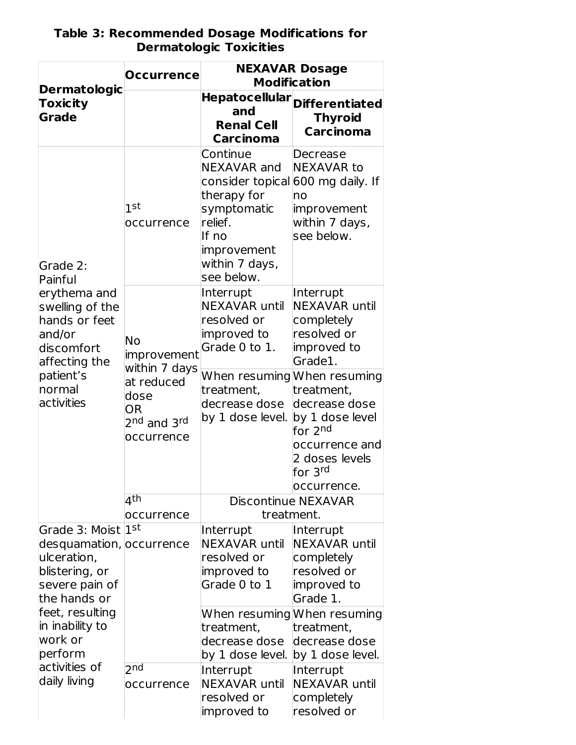**Table 3: Recommended Dosage Modifications for Dermatologic Toxicities**

| Dermatologic Toxicity Grade | Occurrence | NEXAVAR Dosage Modification | |
|---|---|---|---|
| | | Hepatocellular and Renal Cell Carcinoma | Differentiated Thyroid Carcinoma |
| Grade 2: Painful erythema and swelling of the hands or feet and/or discomfort affecting the patient's normal activities | 1st occurrence | Continue NEXAVAR and consider topical therapy for symptomatic relief. If no improvement within 7 days, see below. | Decrease NEXAVAR to 600 mg daily. If no improvement within 7 days, see below. |
| | No improvement within 7 days at reduced dose OR 2nd and 3rd occurrence | Interrupt NEXAVAR until resolved or improved to Grade 0 to 1. | Interrupt NEXAVAR until completely resolved or improved to Grade1. |
| | | When resuming treatment, decrease dose by 1 dose level. | When resuming treatment, decrease dose by 1 dose level for 2nd occurrence and 2 doses levels for 3rd occurrence. |
| | 4th occurrence | Discontinue NEXAVAR treatment. | |
| Grade 3: Moist desquamation, ulceration, blistering, or severe pain of the hands or feet, resulting in inability to work or perform activities of daily living | 1st occurrence | Interrupt NEXAVAR until resolved or improved to Grade 0 to 1 | Interrupt NEXAVAR until completely resolved or improved to Grade 1. |
| | | When resuming treatment, decrease dose by 1 dose level. | When resuming treatment, decrease dose by 1 dose level. |
| | 2nd occurrence | Interrupt NEXAVAR until resolved or improved to | Interrupt NEXAVAR until completely resolved or |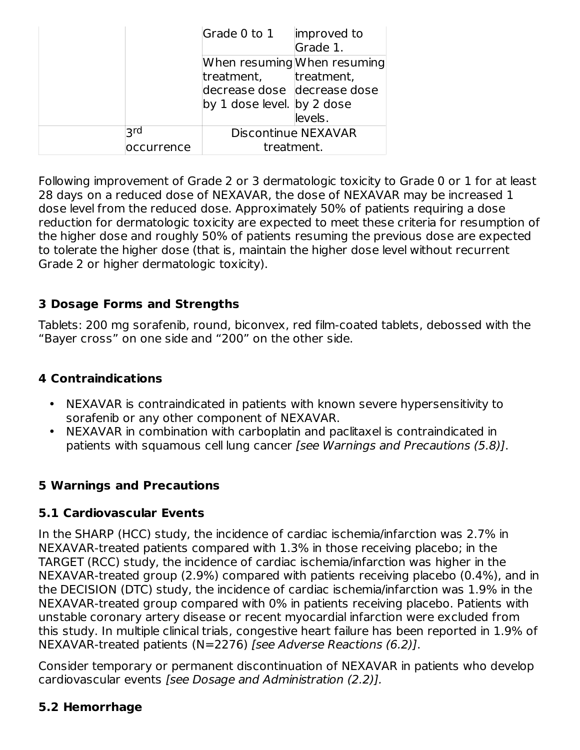| | | | |
|---|---|---|---|
| | | Grade 0 to 1 | improved to Grade 1. |
| | | When resuming treatment, decrease dose by 1 dose level. | When resuming treatment, decrease dose by 2 dose levels. |
| | 3rd occurrence | Discontinue NEXAVAR treatment. | |

Following improvement of Grade 2 or 3 dermatologic toxicity to Grade 0 or 1 for at least 28 days on a reduced dose of NEXAVAR, the dose of NEXAVAR may be increased 1 dose level from the reduced dose. Approximately 50% of patients requiring a dose reduction for dermatologic toxicity are expected to meet these criteria for resumption of the higher dose and roughly 50% of patients resuming the previous dose are expected to tolerate the higher dose (that is, maintain the higher dose level without recurrent Grade 2 or higher dermatologic toxicity).

## 3 Dosage Forms and Strengths

Tablets: 200 mg sorafenib, round, biconvex, red film-coated tablets, debossed with the “Bayer cross” on one side and “200” on the other side.

## 4 Contraindications

- NEXAVAR is contraindicated in patients with known severe hypersensitivity to sorafenib or any other component of NEXAVAR.
- NEXAVAR in combination with carboplatin and paclitaxel is contraindicated in patients with squamous cell lung cancer *[see Warnings and Precautions (5.8)]*.

## 5 Warnings and Precautions

### 5.1 Cardiovascular Events

In the SHARP (HCC) study, the incidence of cardiac ischemia/infarction was 2.7% in NEXAVAR-treated patients compared with 1.3% in those receiving placebo; in the TARGET (RCC) study, the incidence of cardiac ischemia/infarction was higher in the NEXAVAR-treated group (2.9%) compared with patients receiving placebo (0.4%), and in the DECISION (DTC) study, the incidence of cardiac ischemia/infarction was 1.9% in the NEXAVAR-treated group compared with 0% in patients receiving placebo. Patients with unstable coronary artery disease or recent myocardial infarction were excluded from this study. In multiple clinical trials, congestive heart failure has been reported in 1.9% of NEXAVAR-treated patients (N=2276) *[see Adverse Reactions (6.2)]*.

Consider temporary or permanent discontinuation of NEXAVAR in patients who develop cardiovascular events *[see Dosage and Administration (2.2)].*

### 5.2 Hemorrhage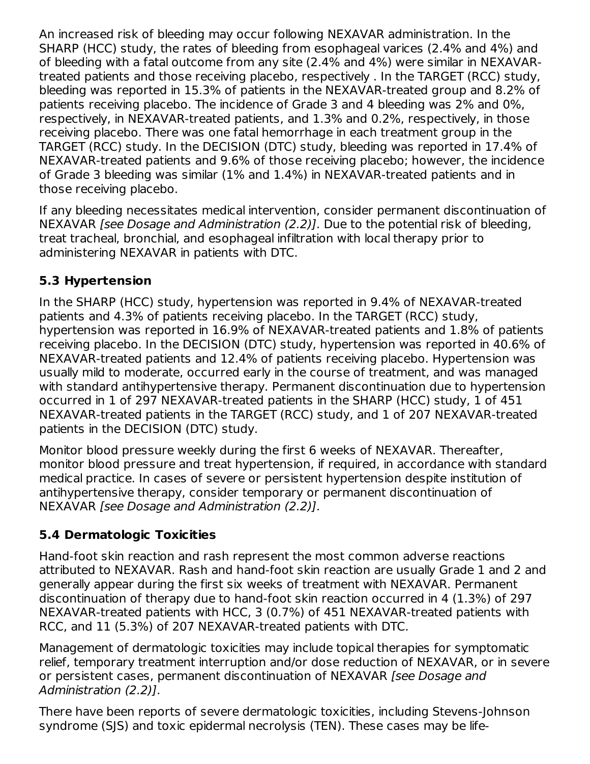An increased risk of bleeding may occur following NEXAVAR administration. In the SHARP (HCC) study, the rates of bleeding from esophageal varices (2.4% and 4%) and of bleeding with a fatal outcome from any site (2.4% and 4%) were similar in NEXAVAR-treated patients and those receiving placebo, respectively . In the TARGET (RCC) study, bleeding was reported in 15.3% of patients in the NEXAVAR-treated group and 8.2% of patients receiving placebo. The incidence of Grade 3 and 4 bleeding was 2% and 0%, respectively, in NEXAVAR-treated patients, and 1.3% and 0.2%, respectively, in those receiving placebo. There was one fatal hemorrhage in each treatment group in the TARGET (RCC) study. In the DECISION (DTC) study, bleeding was reported in 17.4% of NEXAVAR-treated patients and 9.6% of those receiving placebo; however, the incidence of Grade 3 bleeding was similar (1% and 1.4%) in NEXAVAR-treated patients and in those receiving placebo.

If any bleeding necessitates medical intervention, consider permanent discontinuation of NEXAVAR *[see Dosage and Administration (2.2)]*. Due to the potential risk of bleeding, treat tracheal, bronchial, and esophageal infiltration with local therapy prior to administering NEXAVAR in patients with DTC.

### 5.3 Hypertension

In the SHARP (HCC) study, hypertension was reported in 9.4% of NEXAVAR-treated patients and 4.3% of patients receiving placebo. In the TARGET (RCC) study, hypertension was reported in 16.9% of NEXAVAR-treated patients and 1.8% of patients receiving placebo. In the DECISION (DTC) study, hypertension was reported in 40.6% of NEXAVAR-treated patients and 12.4% of patients receiving placebo. Hypertension was usually mild to moderate, occurred early in the course of treatment, and was managed with standard antihypertensive therapy. Permanent discontinuation due to hypertension occurred in 1 of 297 NEXAVAR-treated patients in the SHARP (HCC) study, 1 of 451 NEXAVAR-treated patients in the TARGET (RCC) study, and 1 of 207 NEXAVAR-treated patients in the DECISION (DTC) study.

Monitor blood pressure weekly during the first 6 weeks of NEXAVAR. Thereafter, monitor blood pressure and treat hypertension, if required, in accordance with standard medical practice. In cases of severe or persistent hypertension despite institution of antihypertensive therapy, consider temporary or permanent discontinuation of NEXAVAR *[see Dosage and Administration (2.2)]*.

### 5.4 Dermatologic Toxicities

Hand-foot skin reaction and rash represent the most common adverse reactions attributed to NEXAVAR. Rash and hand-foot skin reaction are usually Grade 1 and 2 and generally appear during the first six weeks of treatment with NEXAVAR. Permanent discontinuation of therapy due to hand-foot skin reaction occurred in 4 (1.3%) of 297 NEXAVAR-treated patients with HCC, 3 (0.7%) of 451 NEXAVAR-treated patients with RCC, and 11 (5.3%) of 207 NEXAVAR-treated patients with DTC.

Management of dermatologic toxicities may include topical therapies for symptomatic relief, temporary treatment interruption and/or dose reduction of NEXAVAR, or in severe or persistent cases, permanent discontinuation of NEXAVAR *[see Dosage and Administration (2.2)]*.

There have been reports of severe dermatologic toxicities, including Stevens-Johnson syndrome (SJS) and toxic epidermal necrolysis (TEN). These cases may be life-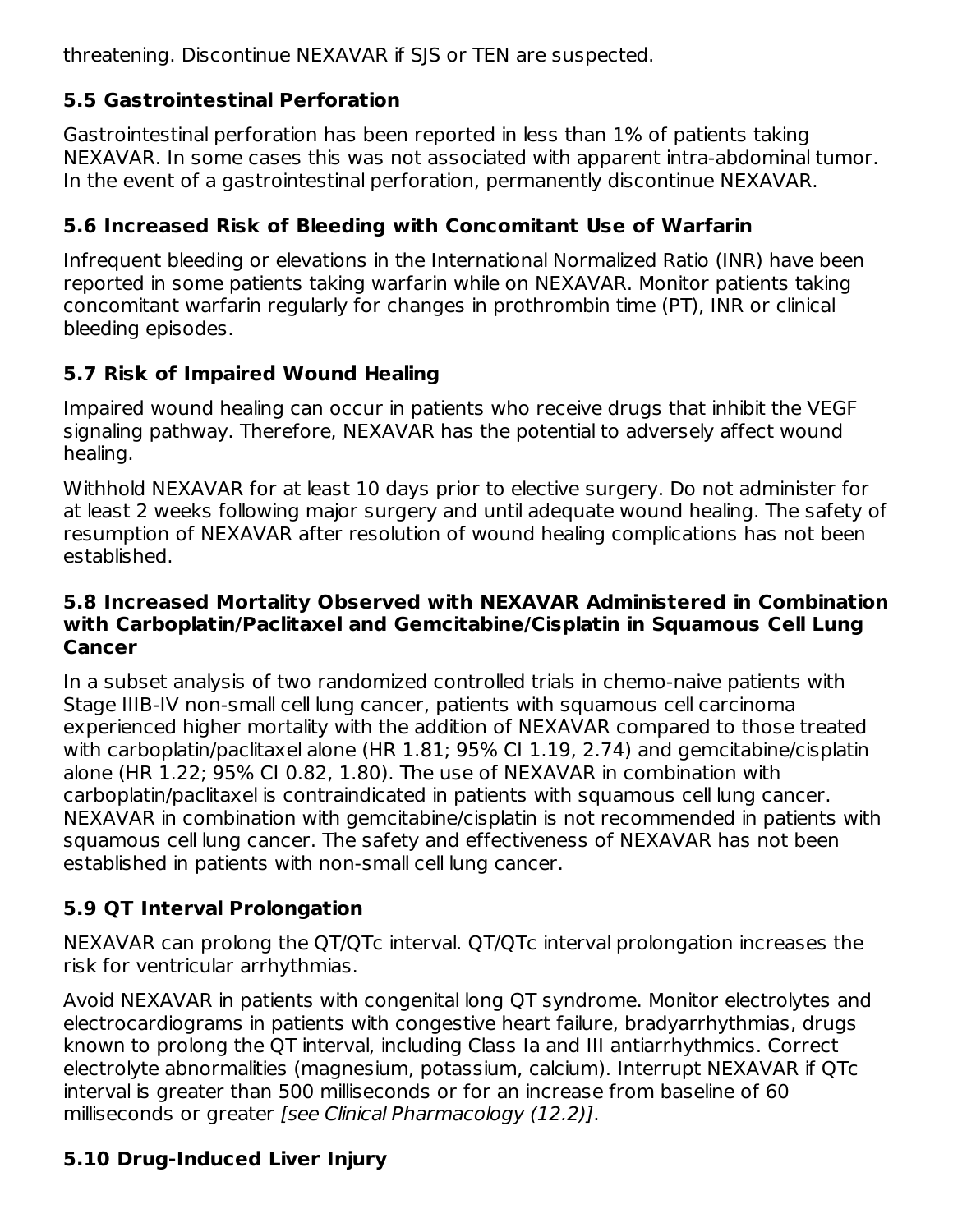threatening. Discontinue NEXAVAR if SJS or TEN are suspected.

### 5.5 Gastrointestinal Perforation

Gastrointestinal perforation has been reported in less than 1% of patients taking NEXAVAR. In some cases this was not associated with apparent intra-abdominal tumor. In the event of a gastrointestinal perforation, permanently discontinue NEXAVAR.

### 5.6 Increased Risk of Bleeding with Concomitant Use of Warfarin

Infrequent bleeding or elevations in the International Normalized Ratio (INR) have been reported in some patients taking warfarin while on NEXAVAR. Monitor patients taking concomitant warfarin regularly for changes in prothrombin time (PT), INR or clinical bleeding episodes.

### 5.7 Risk of Impaired Wound Healing

Impaired wound healing can occur in patients who receive drugs that inhibit the VEGF signaling pathway. Therefore, NEXAVAR has the potential to adversely affect wound healing.

Withhold NEXAVAR for at least 10 days prior to elective surgery. Do not administer for at least 2 weeks following major surgery and until adequate wound healing. The safety of resumption of NEXAVAR after resolution of wound healing complications has not been established.

### 5.8 Increased Mortality Observed with NEXAVAR Administered in Combination with Carboplatin/Paclitaxel and Gemcitabine/Cisplatin in Squamous Cell Lung Cancer

In a subset analysis of two randomized controlled trials in chemo-naive patients with Stage IIIB-IV non-small cell lung cancer, patients with squamous cell carcinoma experienced higher mortality with the addition of NEXAVAR compared to those treated with carboplatin/paclitaxel alone (HR 1.81; 95% CI 1.19, 2.74) and gemcitabine/cisplatin alone (HR 1.22; 95% CI 0.82, 1.80). The use of NEXAVAR in combination with carboplatin/paclitaxel is contraindicated in patients with squamous cell lung cancer. NEXAVAR in combination with gemcitabine/cisplatin is not recommended in patients with squamous cell lung cancer. The safety and effectiveness of NEXAVAR has not been established in patients with non-small cell lung cancer.

### 5.9 QT Interval Prolongation

NEXAVAR can prolong the QT/QTc interval. QT/QTc interval prolongation increases the risk for ventricular arrhythmias.

Avoid NEXAVAR in patients with congenital long QT syndrome. Monitor electrolytes and electrocardiograms in patients with congestive heart failure, bradyarrhythmias, drugs known to prolong the QT interval, including Class Ia and III antiarrhythmics. Correct electrolyte abnormalities (magnesium, potassium, calcium). Interrupt NEXAVAR if QTc interval is greater than 500 milliseconds or for an increase from baseline of 60 milliseconds or greater *[see Clinical Pharmacology (12.2)]*.

### 5.10 Drug-Induced Liver Injury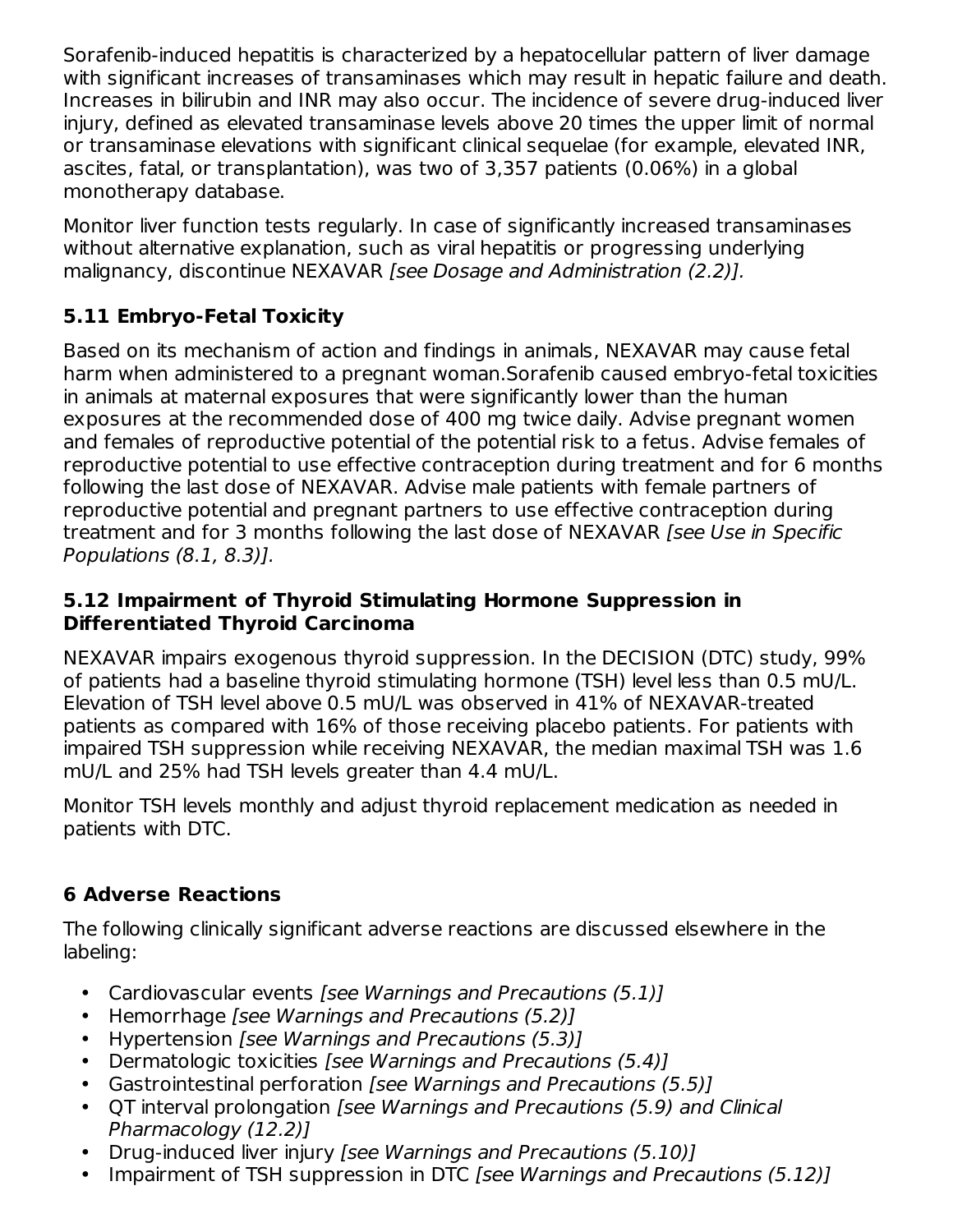Sorafenib-induced hepatitis is characterized by a hepatocellular pattern of liver damage with significant increases of transaminases which may result in hepatic failure and death. Increases in bilirubin and INR may also occur. The incidence of severe drug-induced liver injury, defined as elevated transaminase levels above 20 times the upper limit of normal or transaminase elevations with significant clinical sequelae (for example, elevated INR, ascites, fatal, or transplantation), was two of 3,357 patients (0.06%) in a global monotherapy database.

Monitor liver function tests regularly. In case of significantly increased transaminases without alternative explanation, such as viral hepatitis or progressing underlying malignancy, discontinue NEXAVAR *[see Dosage and Administration (2.2)].*

### 5.11 Embryo-Fetal Toxicity

Based on its mechanism of action and findings in animals, NEXAVAR may cause fetal harm when administered to a pregnant woman.Sorafenib caused embryo-fetal toxicities in animals at maternal exposures that were significantly lower than the human exposures at the recommended dose of 400 mg twice daily. Advise pregnant women and females of reproductive potential of the potential risk to a fetus. Advise females of reproductive potential to use effective contraception during treatment and for 6 months following the last dose of NEXAVAR. Advise male patients with female partners of reproductive potential and pregnant partners to use effective contraception during treatment and for 3 months following the last dose of NEXAVAR *[see Use in Specific Populations (8.1, 8.3)].*

### 5.12 Impairment of Thyroid Stimulating Hormone Suppression in Differentiated Thyroid Carcinoma

NEXAVAR impairs exogenous thyroid suppression. In the DECISION (DTC) study, 99% of patients had a baseline thyroid stimulating hormone (TSH) level less than 0.5 mU/L. Elevation of TSH level above 0.5 mU/L was observed in 41% of NEXAVAR-treated patients as compared with 16% of those receiving placebo patients. For patients with impaired TSH suppression while receiving NEXAVAR, the median maximal TSH was 1.6 mU/L and 25% had TSH levels greater than 4.4 mU/L.

Monitor TSH levels monthly and adjust thyroid replacement medication as needed in patients with DTC.

## 6 Adverse Reactions

The following clinically significant adverse reactions are discussed elsewhere in the labeling:

- Cardiovascular events *[see Warnings and Precautions (5.1)]*
- Hemorrhage *[see Warnings and Precautions (5.2)]*
- Hypertension *[see Warnings and Precautions (5.3)]*
- Dermatologic toxicities *[see Warnings and Precautions (5.4)]*
- Gastrointestinal perforation *[see Warnings and Precautions (5.5)]*
- QT interval prolongation *[see Warnings and Precautions (5.9) and Clinical Pharmacology (12.2)]*
- Drug-induced liver injury *[see Warnings and Precautions (5.10)]*
- Impairment of TSH suppression in DTC *[see Warnings and Precautions (5.12)]*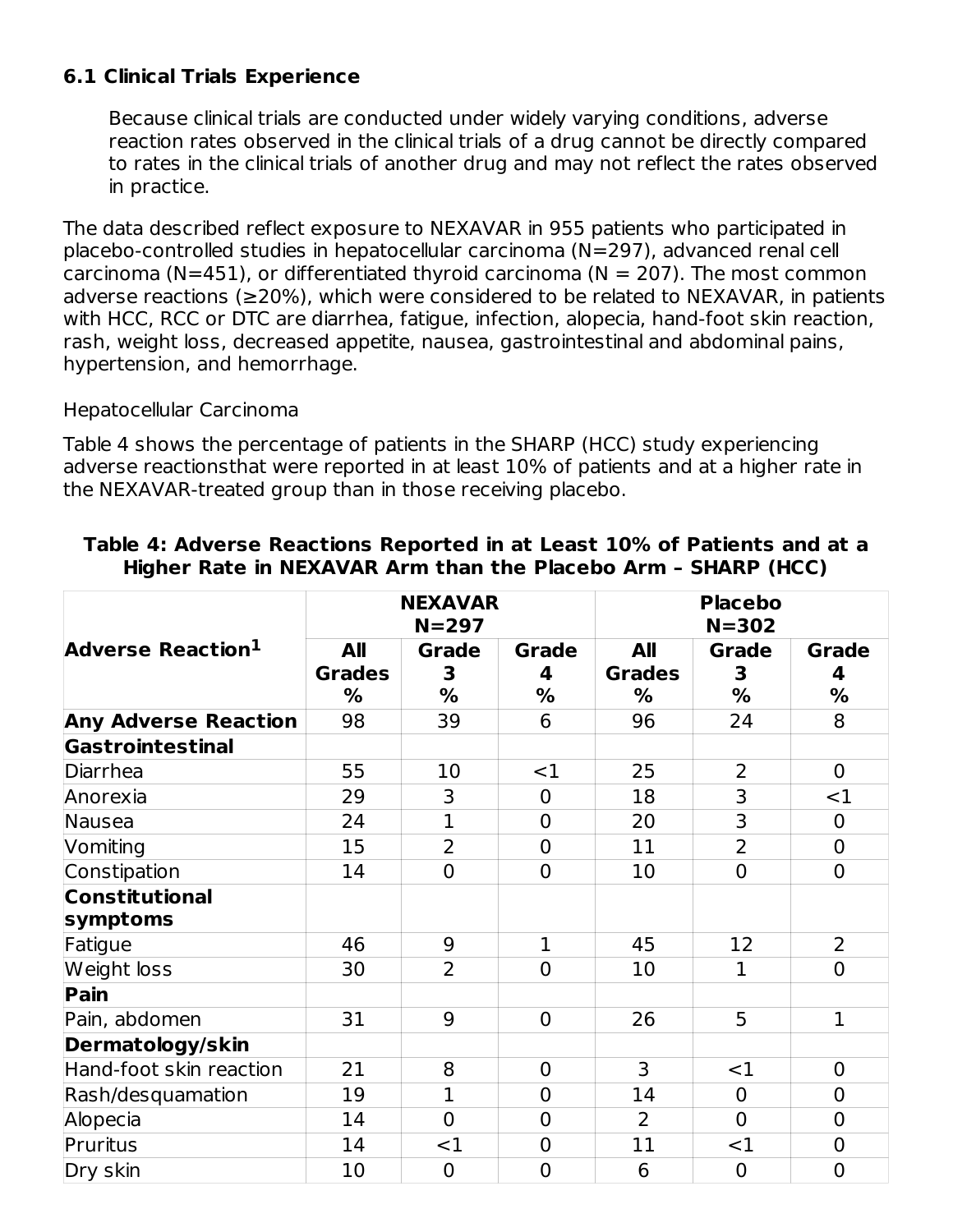### 6.1 Clinical Trials Experience

Because clinical trials are conducted under widely varying conditions, adverse reaction rates observed in the clinical trials of a drug cannot be directly compared to rates in the clinical trials of another drug and may not reflect the rates observed in practice.

The data described reflect exposure to NEXAVAR in 955 patients who participated in placebo-controlled studies in hepatocellular carcinoma (N=297), advanced renal cell carcinoma (N=451), or differentiated thyroid carcinoma (N = 207). The most common adverse reactions (≥20%), which were considered to be related to NEXAVAR, in patients with HCC, RCC or DTC are diarrhea, fatigue, infection, alopecia, hand-foot skin reaction, rash, weight loss, decreased appetite, nausea, gastrointestinal and abdominal pains, hypertension, and hemorrhage.

Hepatocellular Carcinoma

Table 4 shows the percentage of patients in the SHARP (HCC) study experiencing adverse reactionsthat were reported in at least 10% of patients and at a higher rate in the NEXAVAR-treated group than in those receiving placebo.

**Table 4: Adverse Reactions Reported in at Least 10% of Patients and at a Higher Rate in NEXAVAR Arm than the Placebo Arm – SHARP (HCC)**

| Adverse Reaction[1] | NEXAVAR N=297 | | | Placebo N=302 | | |
|---|---|---|---|---|---|---|
| | All Grades % | Grade 3 % | Grade 4 % | All Grades % | Grade 3 % | Grade 4 % |
| **Any Adverse Reaction** | 98 | 39 | 6 | 96 | 24 | 8 |
| **Gastrointestinal** | | | | | | |
| Diarrhea | 55 | 10 | <1 | 25 | 2 | 0 |
| Anorexia | 29 | 3 | 0 | 18 | 3 | <1 |
| Nausea | 24 | 1 | 0 | 20 | 3 | 0 |
| Vomiting | 15 | 2 | 0 | 11 | 2 | 0 |
| Constipation | 14 | 0 | 0 | 10 | 0 | 0 |
| **Constitutional symptoms** | | | | | | |
| Fatigue | 46 | 9 | 1 | 45 | 12 | 2 |
| Weight loss | 30 | 2 | 0 | 10 | 1 | 0 |
| **Pain** | | | | | | |
| Pain, abdomen | 31 | 9 | 0 | 26 | 5 | 1 |
| **Dermatology/skin** | | | | | | |
| Hand-foot skin reaction | 21 | 8 | 0 | 3 | <1 | 0 |
| Rash/desquamation | 19 | 1 | 0 | 14 | 0 | 0 |
| Alopecia | 14 | 0 | 0 | 2 | 0 | 0 |
| Pruritus | 14 | <1 | 0 | 11 | <1 | 0 |
| Dry skin | 10 | 0 | 0 | 6 | 0 | 0 |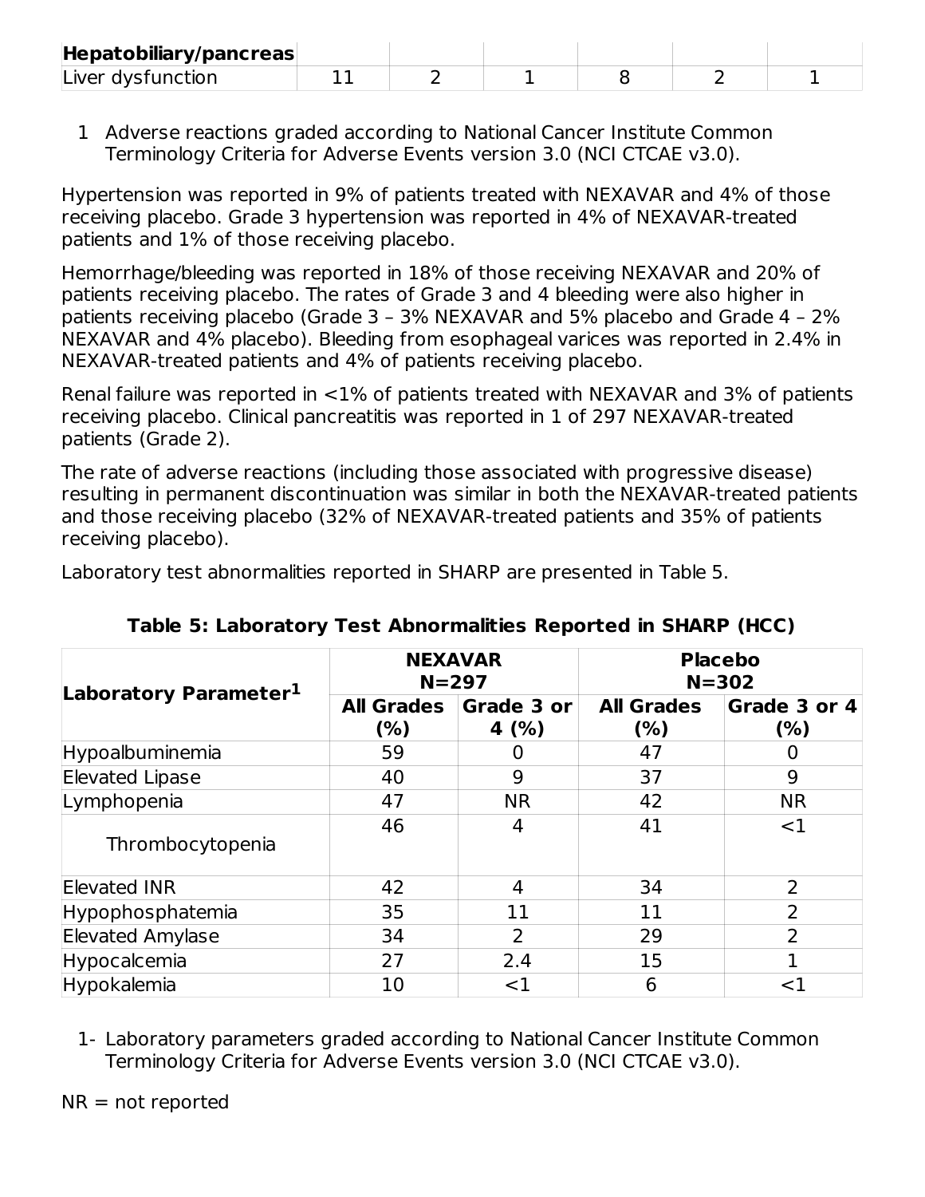| Hepatobiliary/pancreas | | | | | | |
|---|---|---|---|---|---|---|
| Liver dysfunction | 11 | 2 | 1 | 8 | 2 | 1 |

1 Adverse reactions graded according to National Cancer Institute Common Terminology Criteria for Adverse Events version 3.0 (NCI CTCAE v3.0).

Hypertension was reported in 9% of patients treated with NEXAVAR and 4% of those receiving placebo. Grade 3 hypertension was reported in 4% of NEXAVAR-treated patients and 1% of those receiving placebo.

Hemorrhage/bleeding was reported in 18% of those receiving NEXAVAR and 20% of patients receiving placebo. The rates of Grade 3 and 4 bleeding were also higher in patients receiving placebo (Grade 3 – 3% NEXAVAR and 5% placebo and Grade 4 – 2% NEXAVAR and 4% placebo). Bleeding from esophageal varices was reported in 2.4% in NEXAVAR-treated patients and 4% of patients receiving placebo.

Renal failure was reported in <1% of patients treated with NEXAVAR and 3% of patients receiving placebo. Clinical pancreatitis was reported in 1 of 297 NEXAVAR-treated patients (Grade 2).

The rate of adverse reactions (including those associated with progressive disease) resulting in permanent discontinuation was similar in both the NEXAVAR-treated patients and those receiving placebo (32% of NEXAVAR-treated patients and 35% of patients receiving placebo).

Laboratory test abnormalities reported in SHARP are presented in Table 5.

**Table 5: Laboratory Test Abnormalities Reported in SHARP (HCC)**

| Laboratory Parameter[1] | NEXAVAR N=297 | | Placebo N=302 | |
|---|---|---|---|---|
| | All Grades (%) | Grade 3 or 4 (%) | All Grades (%) | Grade 3 or 4 (%) |
| Hypoalbuminemia | 59 | 0 | 47 | 0 |
| Elevated Lipase | 40 | 9 | 37 | 9 |
| Lymphopenia | 47 | NR | 42 | NR |
| Thrombocytopenia | 46 | 4 | 41 | <1 |
| Elevated INR | 42 | 4 | 34 | 2 |
| Hypophosphatemia | 35 | 11 | 11 | 2 |
| Elevated Amylase | 34 | 2 | 29 | 2 |
| Hypocalcemia | 27 | 2.4 | 15 | 1 |
| Hypokalemia | 10 | <1 | 6 | <1 |

1- Laboratory parameters graded according to National Cancer Institute Common Terminology Criteria for Adverse Events version 3.0 (NCI CTCAE v3.0).

NR = not reported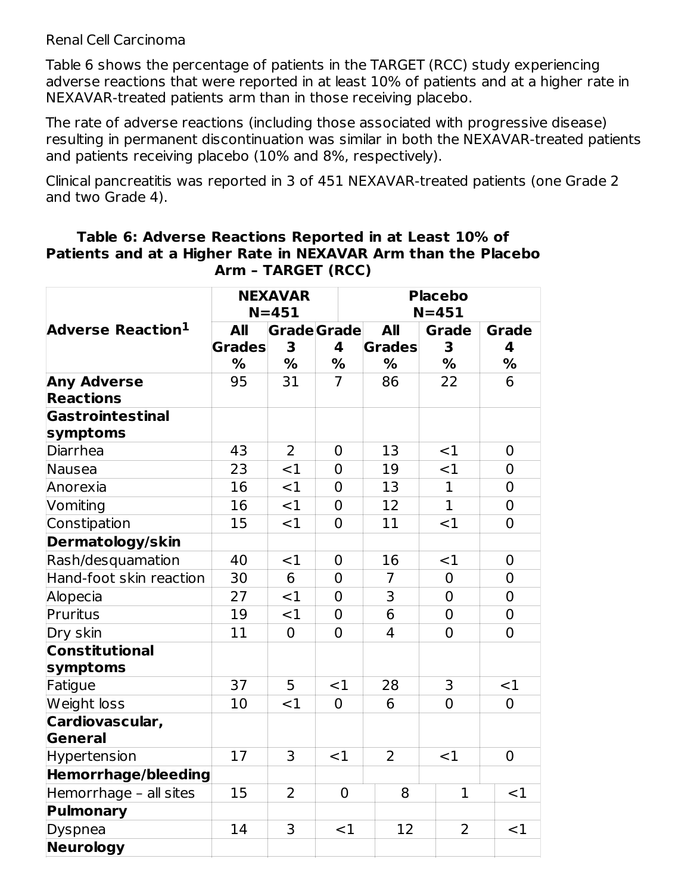Renal Cell Carcinoma

Table 6 shows the percentage of patients in the TARGET (RCC) study experiencing adverse reactions that were reported in at least 10% of patients and at a higher rate in NEXAVAR-treated patients arm than in those receiving placebo.

The rate of adverse reactions (including those associated with progressive disease) resulting in permanent discontinuation was similar in both the NEXAVAR-treated patients and patients receiving placebo (10% and 8%, respectively).

Clinical pancreatitis was reported in 3 of 451 NEXAVAR-treated patients (one Grade 2 and two Grade 4).

**Table 6: Adverse Reactions Reported in at Least 10% of Patients and at a Higher Rate in NEXAVAR Arm than the Placebo Arm – TARGET (RCC)**

| Adverse Reaction[1] | NEXAVAR N=451 | | | Placebo N=451 | | |
|---|---|---|---|---|---|---|
| | All Grades % | Grade 3 % | Grade 4 % | All Grades % | Grade 3 % | Grade 4 % |
| **Any Adverse Reactions** | 95 | 31 | 7 | 86 | 22 | 6 |
| **Gastrointestinal symptoms** | | | | | | |
| Diarrhea | 43 | 2 | 0 | 13 | <1 | 0 |
| Nausea | 23 | <1 | 0 | 19 | <1 | 0 |
| Anorexia | 16 | <1 | 0 | 13 | 1 | 0 |
| Vomiting | 16 | <1 | 0 | 12 | 1 | 0 |
| Constipation | 15 | <1 | 0 | 11 | <1 | 0 |
| **Dermatology/skin** | | | | | | |
| Rash/desquamation | 40 | <1 | 0 | 16 | <1 | 0 |
| Hand-foot skin reaction | 30 | 6 | 0 | 7 | 0 | 0 |
| Alopecia | 27 | <1 | 0 | 3 | 0 | 0 |
| Pruritus | 19 | <1 | 0 | 6 | 0 | 0 |
| Dry skin | 11 | 0 | 0 | 4 | 0 | 0 |
| **Constitutional symptoms** | | | | | | |
| Fatigue | 37 | 5 | <1 | 28 | 3 | <1 |
| Weight loss | 10 | <1 | 0 | 6 | 0 | 0 |
| **Cardiovascular, General** | | | | | | |
| Hypertension | 17 | 3 | <1 | 2 | <1 | 0 |
| **Hemorrhage/bleeding** | | | | | | |
| Hemorrhage – all sites | 15 | 2 | 0 | 8 | 1 | <1 |
| **Pulmonary** | | | | | | |
| Dyspnea | 14 | 3 | <1 | 12 | 2 | <1 |
| **Neurology** | | | | | | |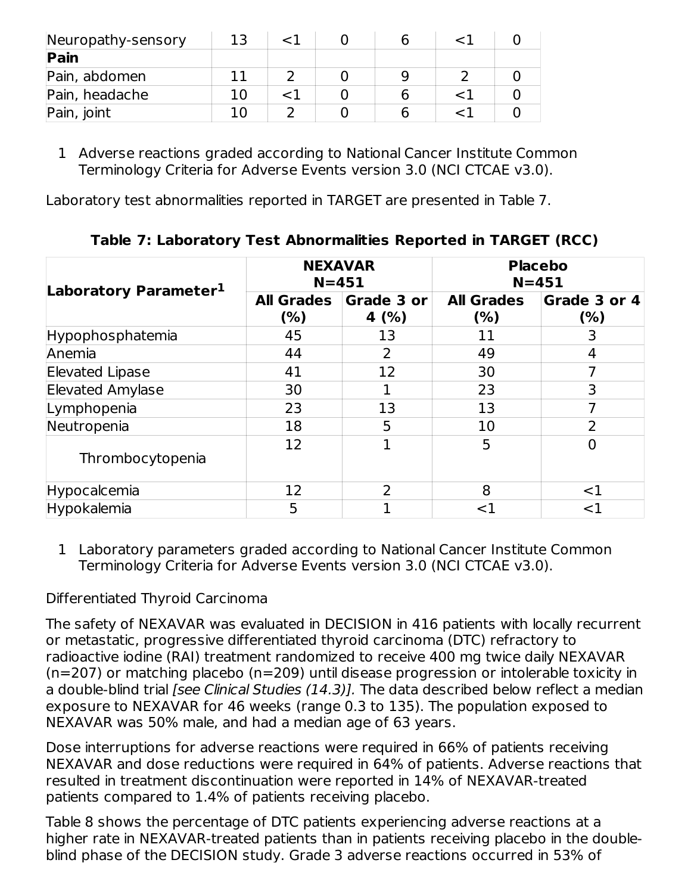| | | | | | | |
|---|---|---|---|---|---|---|
| Neuropathy-sensory | 13 | <1 | 0 | 6 | <1 | 0 |
| **Pain** | | | | | | |
| Pain, abdomen | 11 | 2 | 0 | 9 | 2 | 0 |
| Pain, headache | 10 | <1 | 0 | 6 | <1 | 0 |
| Pain, joint | 10 | 2 | 0 | 6 | <1 | 0 |

1 Adverse reactions graded according to National Cancer Institute Common Terminology Criteria for Adverse Events version 3.0 (NCI CTCAE v3.0).

Laboratory test abnormalities reported in TARGET are presented in Table 7.

**Table 7: Laboratory Test Abnormalities Reported in TARGET (RCC)**

| Laboratory Parameter[1] | NEXAVAR N=451 | | Placebo N=451 | |
|---|---|---|---|---|
| | All Grades (%) | Grade 3 or 4 (%) | All Grades (%) | Grade 3 or 4 (%) |
| Hypophosphatemia | 45 | 13 | 11 | 3 |
| Anemia | 44 | 2 | 49 | 4 |
| Elevated Lipase | 41 | 12 | 30 | 7 |
| Elevated Amylase | 30 | 1 | 23 | 3 |
| Lymphopenia | 23 | 13 | 13 | 7 |
| Neutropenia | 18 | 5 | 10 | 2 |
| Thrombocytopenia | 12 | 1 | 5 | 0 |
| Hypocalcemia | 12 | 2 | 8 | <1 |
| Hypokalemia | 5 | 1 | <1 | <1 |

1 Laboratory parameters graded according to National Cancer Institute Common Terminology Criteria for Adverse Events version 3.0 (NCI CTCAE v3.0).

Differentiated Thyroid Carcinoma

The safety of NEXAVAR was evaluated in DECISION in 416 patients with locally recurrent or metastatic, progressive differentiated thyroid carcinoma (DTC) refractory to radioactive iodine (RAI) treatment randomized to receive 400 mg twice daily NEXAVAR (n=207) or matching placebo (n=209) until disease progression or intolerable toxicity in a double-blind trial *[see Clinical Studies (14.3)]*. The data described below reflect a median exposure to NEXAVAR for 46 weeks (range 0.3 to 135). The population exposed to NEXAVAR was 50% male, and had a median age of 63 years.

Dose interruptions for adverse reactions were required in 66% of patients receiving NEXAVAR and dose reductions were required in 64% of patients. Adverse reactions that resulted in treatment discontinuation were reported in 14% of NEXAVAR-treated patients compared to 1.4% of patients receiving placebo.

Table 8 shows the percentage of DTC patients experiencing adverse reactions at a higher rate in NEXAVAR-treated patients than in patients receiving placebo in the double-blind phase of the DECISION study. Grade 3 adverse reactions occurred in 53% of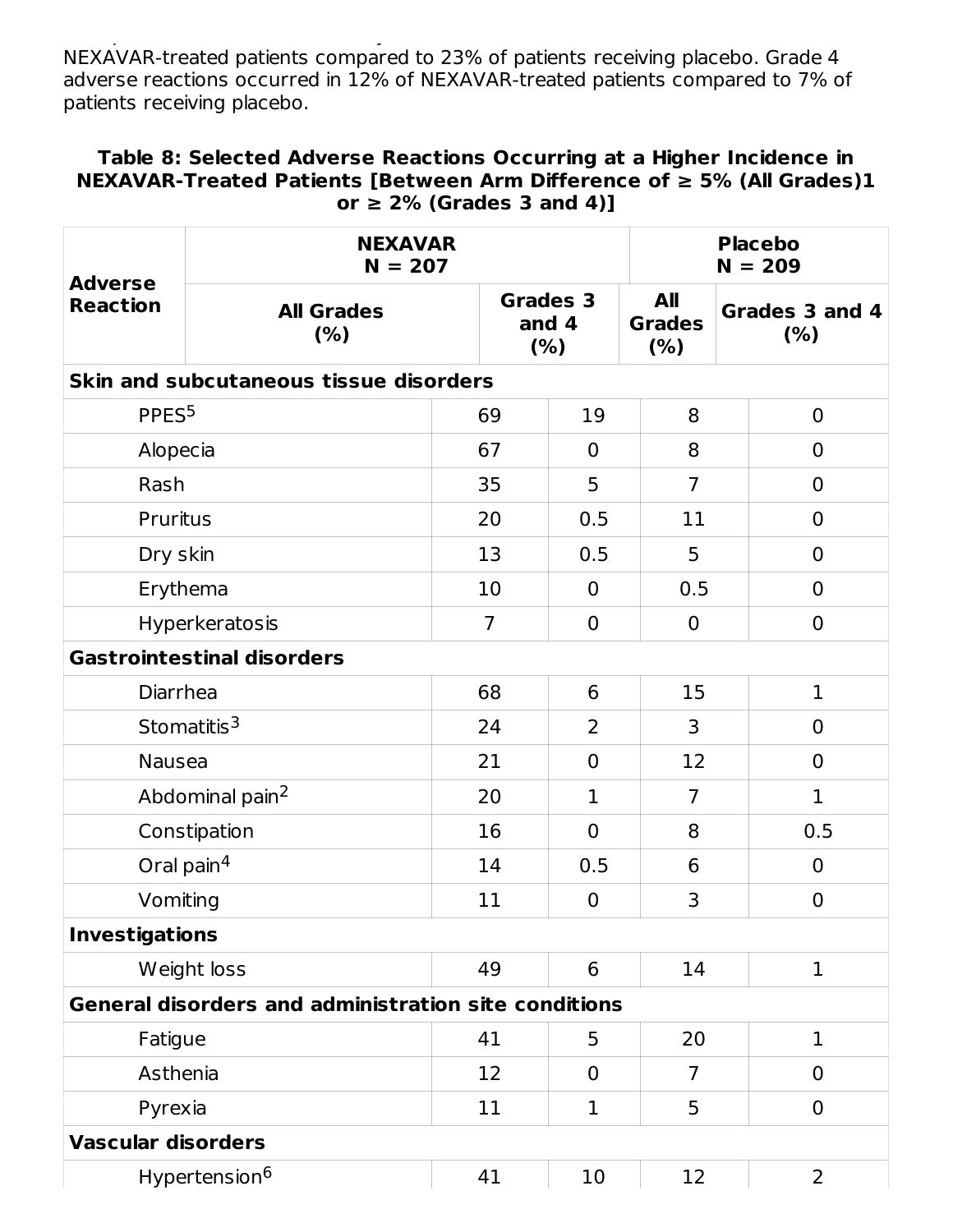NEXAVAR-treated patients compared to 23% of patients receiving placebo. Grade 4 adverse reactions occurred in 12% of NEXAVAR-treated patients compared to 7% of patients receiving placebo.

**Table 8: Selected Adverse Reactions Occurring at a Higher Incidence in NEXAVAR-Treated Patients [Between Arm Difference of ≥ 5% (All Grades)1 or ≥ 2% (Grades 3 and 4)]**

| Adverse Reaction | NEXAVAR N = 207 | | Placebo N = 209 | |
|---|---|---|---|---|
| | All Grades (%) | Grades 3 and 4 (%) | All Grades (%) | Grades 3 and 4 (%) |
| **Skin and subcutaneous tissue disorders** | | | | |
| PPES[5] | 69 | 19 | 8 | 0 |
| Alopecia | 67 | 0 | 8 | 0 |
| Rash | 35 | 5 | 7 | 0 |
| Pruritus | 20 | 0.5 | 11 | 0 |
| Dry skin | 13 | 0.5 | 5 | 0 |
| Erythema | 10 | 0 | 0.5 | 0 |
| Hyperkeratosis | 7 | 0 | 0 | 0 |
| **Gastrointestinal disorders** | | | | |
| Diarrhea | 68 | 6 | 15 | 1 |
| Stomatitis[3] | 24 | 2 | 3 | 0 |
| Nausea | 21 | 0 | 12 | 0 |
| Abdominal pain[2] | 20 | 1 | 7 | 1 |
| Constipation | 16 | 0 | 8 | 0.5 |
| Oral pain[4] | 14 | 0.5 | 6 | 0 |
| Vomiting | 11 | 0 | 3 | 0 |
| **Investigations** | | | | |
| Weight loss | 49 | 6 | 14 | 1 |
| **General disorders and administration site conditions** | | | | |
| Fatigue | 41 | 5 | 20 | 1 |
| Asthenia | 12 | 0 | 7 | 0 |
| Pyrexia | 11 | 1 | 5 | 0 |
| **Vascular disorders** | | | | |
| Hypertension[6] | 41 | 10 | 12 | 2 |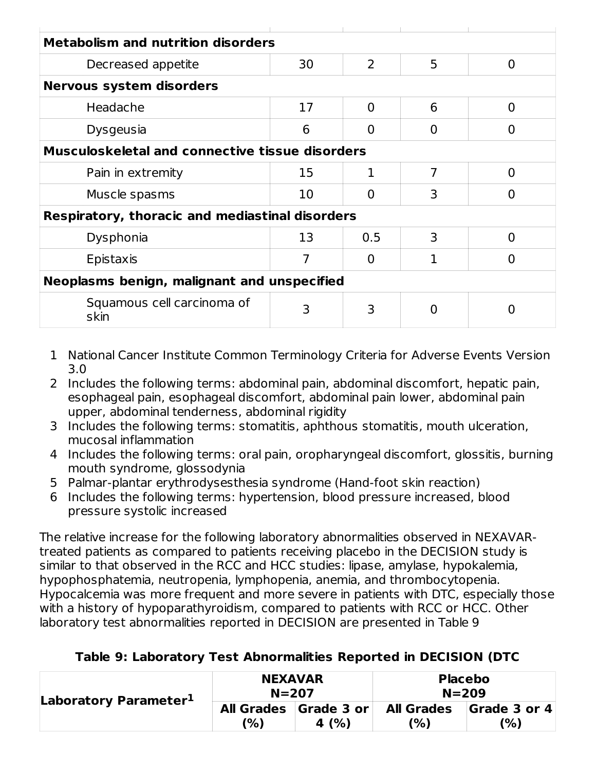| | | | | |
|---|---|---|---|---|
| **Metabolism and nutrition disorders** | | | | |
| Decreased appetite | 30 | 2 | 5 | 0 |
| **Nervous system disorders** | | | | |
| Headache | 17 | 0 | 6 | 0 |
| Dysgeusia | 6 | 0 | 0 | 0 |
| **Musculoskeletal and connective tissue disorders** | | | | |
| Pain in extremity | 15 | 1 | 7 | 0 |
| Muscle spasms | 10 | 0 | 3 | 0 |
| **Respiratory, thoracic and mediastinal disorders** | | | | |
| Dysphonia | 13 | 0.5 | 3 | 0 |
| Epistaxis | 7 | 0 | 1 | 0 |
| **Neoplasms benign, malignant and unspecified** | | | | |
| Squamous cell carcinoma of skin | 3 | 3 | 0 | 0 |

1 National Cancer Institute Common Terminology Criteria for Adverse Events Version 3.0
2 Includes the following terms: abdominal pain, abdominal discomfort, hepatic pain, esophageal pain, esophageal discomfort, abdominal pain lower, abdominal pain upper, abdominal tenderness, abdominal rigidity
3 Includes the following terms: stomatitis, aphthous stomatitis, mouth ulceration, mucosal inflammation
4 Includes the following terms: oral pain, oropharyngeal discomfort, glossitis, burning mouth syndrome, glossodynia
5 Palmar-plantar erythrodysesthesia syndrome (Hand-foot skin reaction)
6 Includes the following terms: hypertension, blood pressure increased, blood pressure systolic increased

The relative increase for the following laboratory abnormalities observed in NEXAVAR-treated patients as compared to patients receiving placebo in the DECISION study is similar to that observed in the RCC and HCC studies: lipase, amylase, hypokalemia, hypophosphatemia, neutropenia, lymphopenia, anemia, and thrombocytopenia. Hypocalcemia was more frequent and more severe in patients with DTC, especially those with a history of hypoparathyroidism, compared to patients with RCC or HCC. Other laboratory test abnormalities reported in DECISION are presented in Table 9

**Table 9: Laboratory Test Abnormalities Reported in DECISION (DTC**

| Laboratory Parameter[1] | NEXAVAR N=207 | | Placebo N=209 | |
|---|---|---|---|---|
| | All Grades (%) | Grade 3 or 4 (%) | All Grades (%) | Grade 3 or 4 (%) |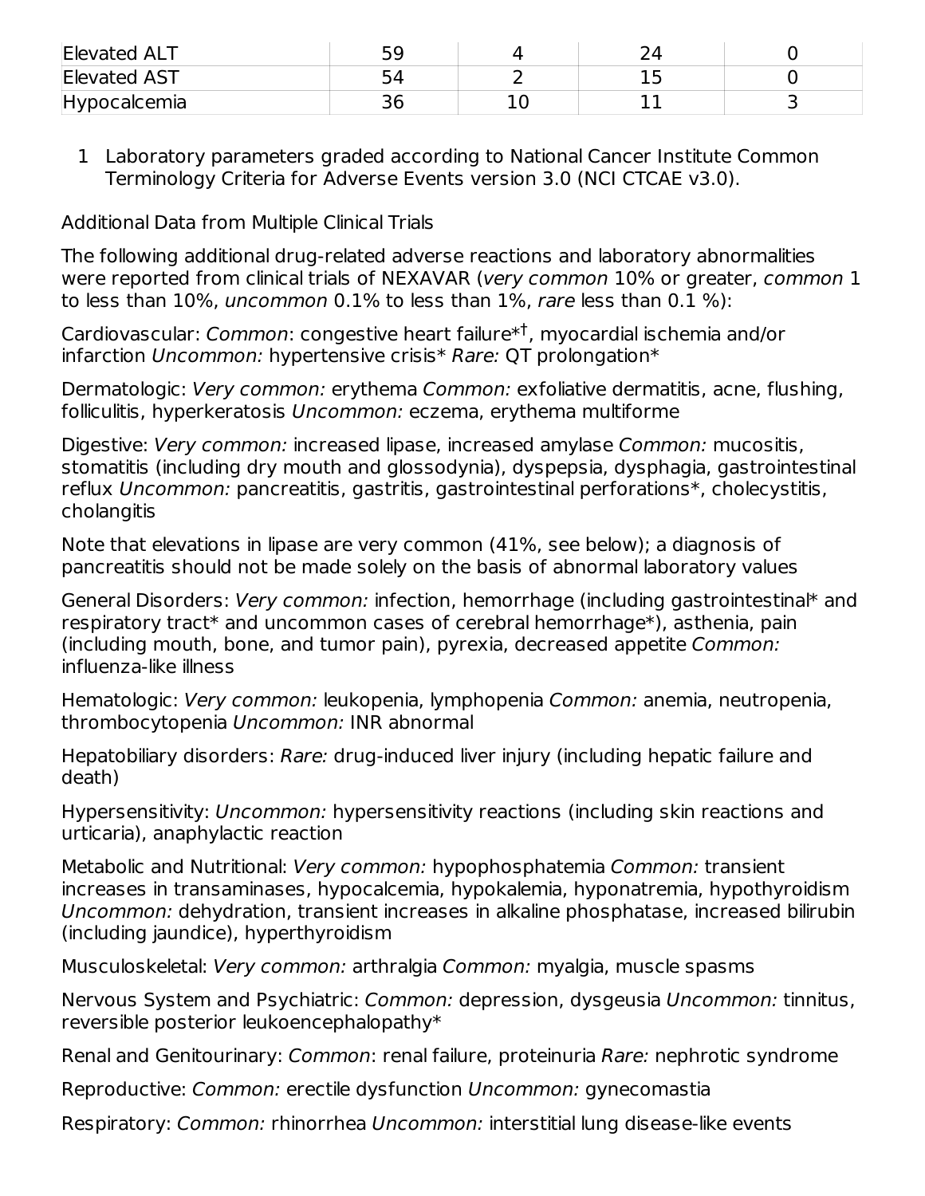| Elevated ALT | 59 | 4 | 24 | 0 |
|---|---|---|---|---|
| Elevated AST | 54 | 2 | 15 | 0 |
| Hypocalcemia | 36 | 10 | 11 | 3 |

1 Laboratory parameters graded according to National Cancer Institute Common Terminology Criteria for Adverse Events version 3.0 (NCI CTCAE v3.0).

Additional Data from Multiple Clinical Trials

The following additional drug-related adverse reactions and laboratory abnormalities were reported from clinical trials of NEXAVAR (*very common* 10% or greater, *common* 1 to less than 10%, *uncommon* 0.1% to less than 1%, *rare* less than 0.1 %):

Cardiovascular: *Common*: congestive heart failure*†, myocardial ischemia and/or infarction *Uncommon:* hypertensive crisis* *Rare:* QT prolongation*

Dermatologic: *Very common:* erythema *Common:* exfoliative dermatitis, acne, flushing, folliculitis, hyperkeratosis *Uncommon:* eczema, erythema multiforme

Digestive: *Very common:* increased lipase, increased amylase *Common:* mucositis, stomatitis (including dry mouth and glossodynia), dyspepsia, dysphagia, gastrointestinal reflux *Uncommon:* pancreatitis, gastritis, gastrointestinal perforations*, cholecystitis, cholangitis

Note that elevations in lipase are very common (41%, see below); a diagnosis of pancreatitis should not be made solely on the basis of abnormal laboratory values

General Disorders: *Very common:* infection, hemorrhage (including gastrointestinal* and respiratory tract* and uncommon cases of cerebral hemorrhage*), asthenia, pain (including mouth, bone, and tumor pain), pyrexia, decreased appetite *Common:* influenza-like illness

Hematologic: *Very common:* leukopenia, lymphopenia *Common:* anemia, neutropenia, thrombocytopenia *Uncommon:* INR abnormal

Hepatobiliary disorders: *Rare:* drug-induced liver injury (including hepatic failure and death)

Hypersensitivity: *Uncommon:* hypersensitivity reactions (including skin reactions and urticaria), anaphylactic reaction

Metabolic and Nutritional: *Very common:* hypophosphatemia *Common:* transient increases in transaminases, hypocalcemia, hypokalemia, hyponatremia, hypothyroidism *Uncommon:* dehydration, transient increases in alkaline phosphatase, increased bilirubin (including jaundice), hyperthyroidism

Musculoskeletal: *Very common:* arthralgia *Common:* myalgia, muscle spasms

Nervous System and Psychiatric: *Common:* depression, dysgeusia *Uncommon:* tinnitus, reversible posterior leukoencephalopathy*

Renal and Genitourinary: *Common*: renal failure, proteinuria *Rare:* nephrotic syndrome

Reproductive: *Common:* erectile dysfunction *Uncommon:* gynecomastia

Respiratory: *Common:* rhinorrhea *Uncommon:* interstitial lung disease-like events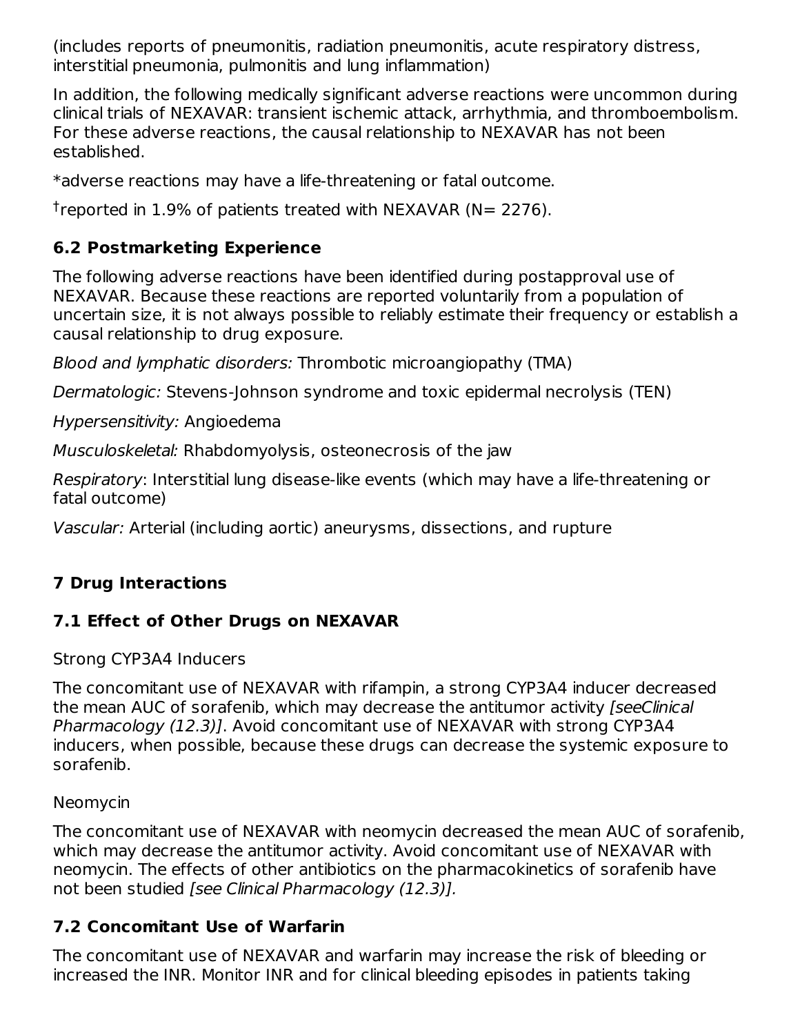(includes reports of pneumonitis, radiation pneumonitis, acute respiratory distress, interstitial pneumonia, pulmonitis and lung inflammation)

In addition, the following medically significant adverse reactions were uncommon during clinical trials of NEXAVAR: transient ischemic attack, arrhythmia, and thromboembolism. For these adverse reactions, the causal relationship to NEXAVAR has not been established.

*adverse reactions may have a life-threatening or fatal outcome.

†reported in 1.9% of patients treated with NEXAVAR (N= 2276).

## 6.2 Postmarketing Experience

The following adverse reactions have been identified during postapproval use of NEXAVAR. Because these reactions are reported voluntarily from a population of uncertain size, it is not always possible to reliably estimate their frequency or establish a causal relationship to drug exposure.

*Blood and lymphatic disorders:* Thrombotic microangiopathy (TMA)

*Dermatologic:* Stevens-Johnson syndrome and toxic epidermal necrolysis (TEN)

*Hypersensitivity:* Angioedema

*Musculoskeletal:* Rhabdomyolysis, osteonecrosis of the jaw

*Respiratory*: Interstitial lung disease-like events (which may have a life-threatening or fatal outcome)

*Vascular:* Arterial (including aortic) aneurysms, dissections, and rupture

# 7 Drug Interactions

## 7.1 Effect of Other Drugs on NEXAVAR

Strong CYP3A4 Inducers

The concomitant use of NEXAVAR with rifampin, a strong CYP3A4 inducer decreased the mean AUC of sorafenib, which may decrease the antitumor activity *[seeClinical Pharmacology (12.3)]*. Avoid concomitant use of NEXAVAR with strong CYP3A4 inducers, when possible, because these drugs can decrease the systemic exposure to sorafenib.

Neomycin

The concomitant use of NEXAVAR with neomycin decreased the mean AUC of sorafenib, which may decrease the antitumor activity. Avoid concomitant use of NEXAVAR with neomycin. The effects of other antibiotics on the pharmacokinetics of sorafenib have not been studied *[see Clinical Pharmacology (12.3)].*

## 7.2 Concomitant Use of Warfarin

The concomitant use of NEXAVAR and warfarin may increase the risk of bleeding or increased the INR. Monitor INR and for clinical bleeding episodes in patients taking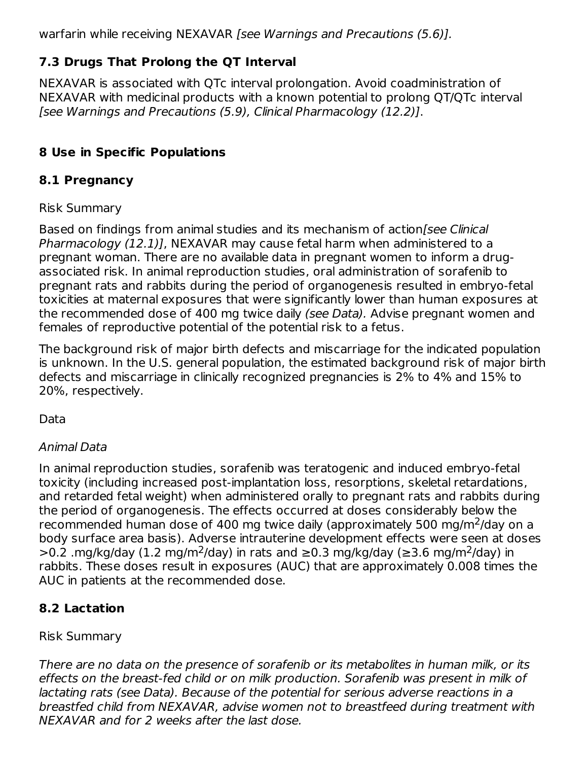warfarin while receiving NEXAVAR *[see Warnings and Precautions (5.6)].*

### 7.3 Drugs That Prolong the QT Interval

NEXAVAR is associated with QTc interval prolongation. Avoid coadministration of NEXAVAR with medicinal products with a known potential to prolong QT/QTc interval *[see Warnings and Precautions (5.9), Clinical Pharmacology (12.2)]*.

## 8 Use in Specific Populations

### 8.1 Pregnancy

Risk Summary

Based on findings from animal studies and its mechanism of action*[see Clinical Pharmacology (12.1)]*, NEXAVAR may cause fetal harm when administered to a pregnant woman. There are no available data in pregnant women to inform a drug-associated risk. In animal reproduction studies, oral administration of sorafenib to pregnant rats and rabbits during the period of organogenesis resulted in embryo-fetal toxicities at maternal exposures that were significantly lower than human exposures at the recommended dose of 400 mg twice daily *(see Data).* Advise pregnant women and females of reproductive potential of the potential risk to a fetus.

The background risk of major birth defects and miscarriage for the indicated population is unknown. In the U.S. general population, the estimated background risk of major birth defects and miscarriage in clinically recognized pregnancies is 2% to 4% and 15% to 20%, respectively.

Data

*Animal Data*

In animal reproduction studies, sorafenib was teratogenic and induced embryo-fetal toxicity (including increased post-implantation loss, resorptions, skeletal retardations, and retarded fetal weight) when administered orally to pregnant rats and rabbits during the period of organogenesis. The effects occurred at doses considerably below the recommended human dose of 400 mg twice daily (approximately 500 mg/m$^2$/day on a body surface area basis). Adverse intrauterine development effects were seen at doses >0.2 .mg/kg/day (1.2 mg/m$^2$/day) in rats and ≥0.3 mg/kg/day (≥3.6 mg/m$^2$/day) in rabbits. These doses result in exposures (AUC) that are approximately 0.008 times the AUC in patients at the recommended dose.

### 8.2 Lactation

Risk Summary

*There are no data on the presence of sorafenib or its metabolites in human milk, or its effects on the breast-fed child or on milk production. Sorafenib was present in milk of lactating rats (see Data). Because of the potential for serious adverse reactions in a breastfed child from NEXAVAR, advise women not to breastfeed during treatment with NEXAVAR and for 2 weeks after the last dose.*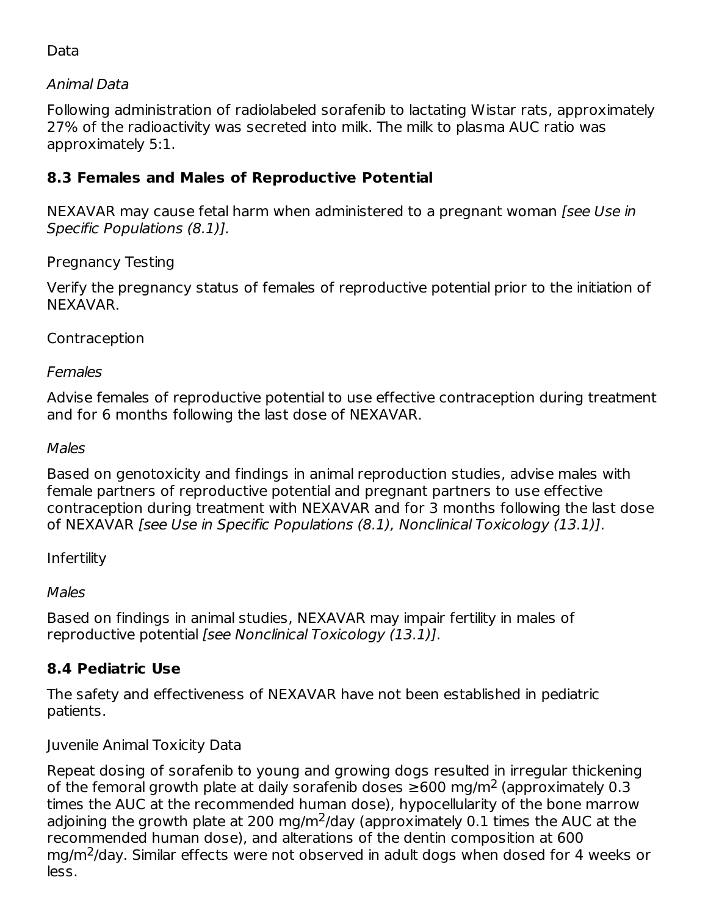Data

*Animal Data*

Following administration of radiolabeled sorafenib to lactating Wistar rats, approximately 27% of the radioactivity was secreted into milk. The milk to plasma AUC ratio was approximately 5:1.

### 8.3 Females and Males of Reproductive Potential

NEXAVAR may cause fetal harm when administered to a pregnant woman *[see Use in Specific Populations (8.1)].*

Pregnancy Testing

Verify the pregnancy status of females of reproductive potential prior to the initiation of NEXAVAR.

Contraception

*Females*

Advise females of reproductive potential to use effective contraception during treatment and for 6 months following the last dose of NEXAVAR.

*Males*

Based on genotoxicity and findings in animal reproduction studies, advise males with female partners of reproductive potential and pregnant partners to use effective contraception during treatment with NEXAVAR and for 3 months following the last dose of NEXAVAR *[see Use in Specific Populations (8.1), Nonclinical Toxicology (13.1)]*.

Infertility

*Males*

Based on findings in animal studies, NEXAVAR may impair fertility in males of reproductive potential *[see Nonclinical Toxicology (13.1)]*.

### 8.4 Pediatric Use

The safety and effectiveness of NEXAVAR have not been established in pediatric patients.

Juvenile Animal Toxicity Data

Repeat dosing of sorafenib to young and growing dogs resulted in irregular thickening of the femoral growth plate at daily sorafenib doses ≥600 $mg/m^2$ (approximately 0.3 times the AUC at the recommended human dose), hypocellularity of the bone marrow adjoining the growth plate at 200 $mg/m^2$/day (approximately 0.1 times the AUC at the recommended human dose), and alterations of the dentin composition at 600 $mg/m^2$/day. Similar effects were not observed in adult dogs when dosed for 4 weeks or less.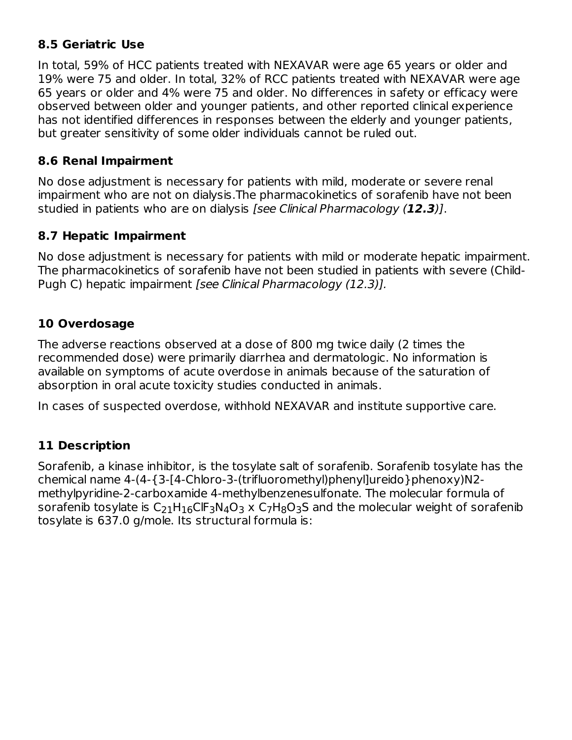### 8.5 Geriatric Use

In total, 59% of HCC patients treated with NEXAVAR were age 65 years or older and 19% were 75 and older. In total, 32% of RCC patients treated with NEXAVAR were age 65 years or older and 4% were 75 and older. No differences in safety or efficacy were observed between older and younger patients, and other reported clinical experience has not identified differences in responses between the elderly and younger patients, but greater sensitivity of some older individuals cannot be ruled out.

### 8.6 Renal Impairment

No dose adjustment is necessary for patients with mild, moderate or severe renal impairment who are not on dialysis.The pharmacokinetics of sorafenib have not been studied in patients who are on dialysis *[see Clinical Pharmacology (**12.3**)]*.

### 8.7 Hepatic Impairment

No dose adjustment is necessary for patients with mild or moderate hepatic impairment. The pharmacokinetics of sorafenib have not been studied in patients with severe (Child-Pugh C) hepatic impairment *[see Clinical Pharmacology (12.3)].*

## 10 Overdosage

The adverse reactions observed at a dose of 800 mg twice daily (2 times the recommended dose) were primarily diarrhea and dermatologic. No information is available on symptoms of acute overdose in animals because of the saturation of absorption in oral acute toxicity studies conducted in animals.

In cases of suspected overdose, withhold NEXAVAR and institute supportive care.

## 11 Description

Sorafenib, a kinase inhibitor, is the tosylate salt of sorafenib. Sorafenib tosylate has the chemical name 4-(4-{3-[4-Chloro-3-(trifluoromethyl)phenyl]ureido}phenoxy)N2-methylpyridine-2-carboxamide 4-methylbenzenesulfonate. The molecular formula of sorafenib tosylate is $C_{21}H_{16}ClF_3N_4O_3$ x $C_7H_8O_3S$ and the molecular weight of sorafenib tosylate is 637.0 g/mole. Its structural formula is: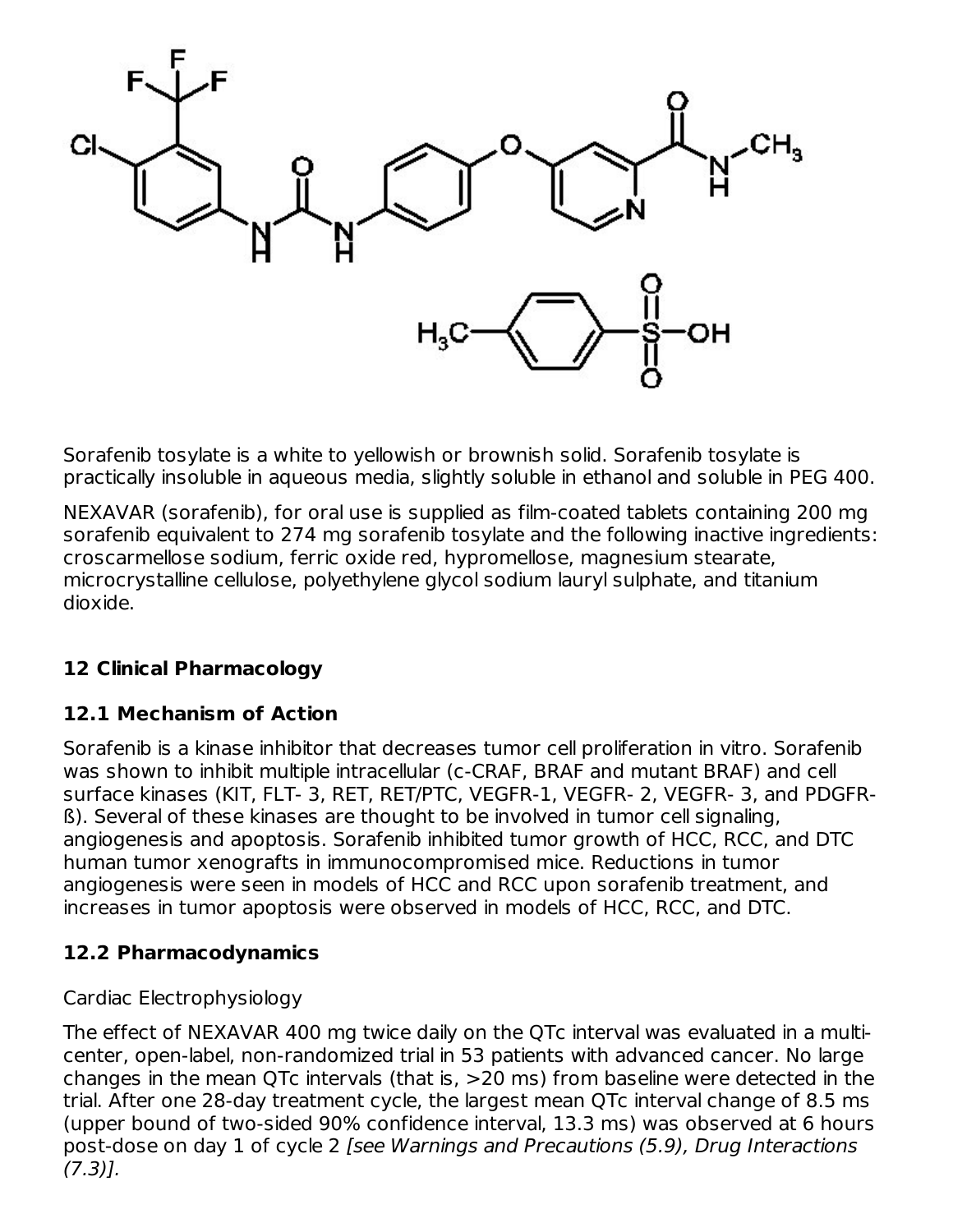Sorafenib tosylate is a white to yellowish or brownish solid. Sorafenib tosylate is practically insoluble in aqueous media, slightly soluble in ethanol and soluble in PEG 400.

NEXAVAR (sorafenib), for oral use is supplied as film-coated tablets containing 200 mg sorafenib equivalent to 274 mg sorafenib tosylate and the following inactive ingredients: croscarmellose sodium, ferric oxide red, hypromellose, magnesium stearate, microcrystalline cellulose, polyethylene glycol sodium lauryl sulphate, and titanium dioxide.

## 12 Clinical Pharmacology

### 12.1 Mechanism of Action

Sorafenib is a kinase inhibitor that decreases tumor cell proliferation in vitro. Sorafenib was shown to inhibit multiple intracellular (c-CRAF, BRAF and mutant BRAF) and cell surface kinases (KIT, FLT- 3, RET, RET/PTC, VEGFR-1, VEGFR- 2, VEGFR- 3, and PDGFR-ß). Several of these kinases are thought to be involved in tumor cell signaling, angiogenesis and apoptosis. Sorafenib inhibited tumor growth of HCC, RCC, and DTC human tumor xenografts in immunocompromised mice. Reductions in tumor angiogenesis were seen in models of HCC and RCC upon sorafenib treatment, and increases in tumor apoptosis were observed in models of HCC, RCC, and DTC.

### 12.2 Pharmacodynamics

Cardiac Electrophysiology

The effect of NEXAVAR 400 mg twice daily on the QTc interval was evaluated in a multi-center, open-label, non-randomized trial in 53 patients with advanced cancer. No large changes in the mean QTc intervals (that is, >20 ms) from baseline were detected in the trial. After one 28-day treatment cycle, the largest mean QTc interval change of 8.5 ms (upper bound of two-sided 90% confidence interval, 13.3 ms) was observed at 6 hours post-dose on day 1 of cycle 2 *[see Warnings and Precautions (5.9), Drug Interactions (7.3)]*.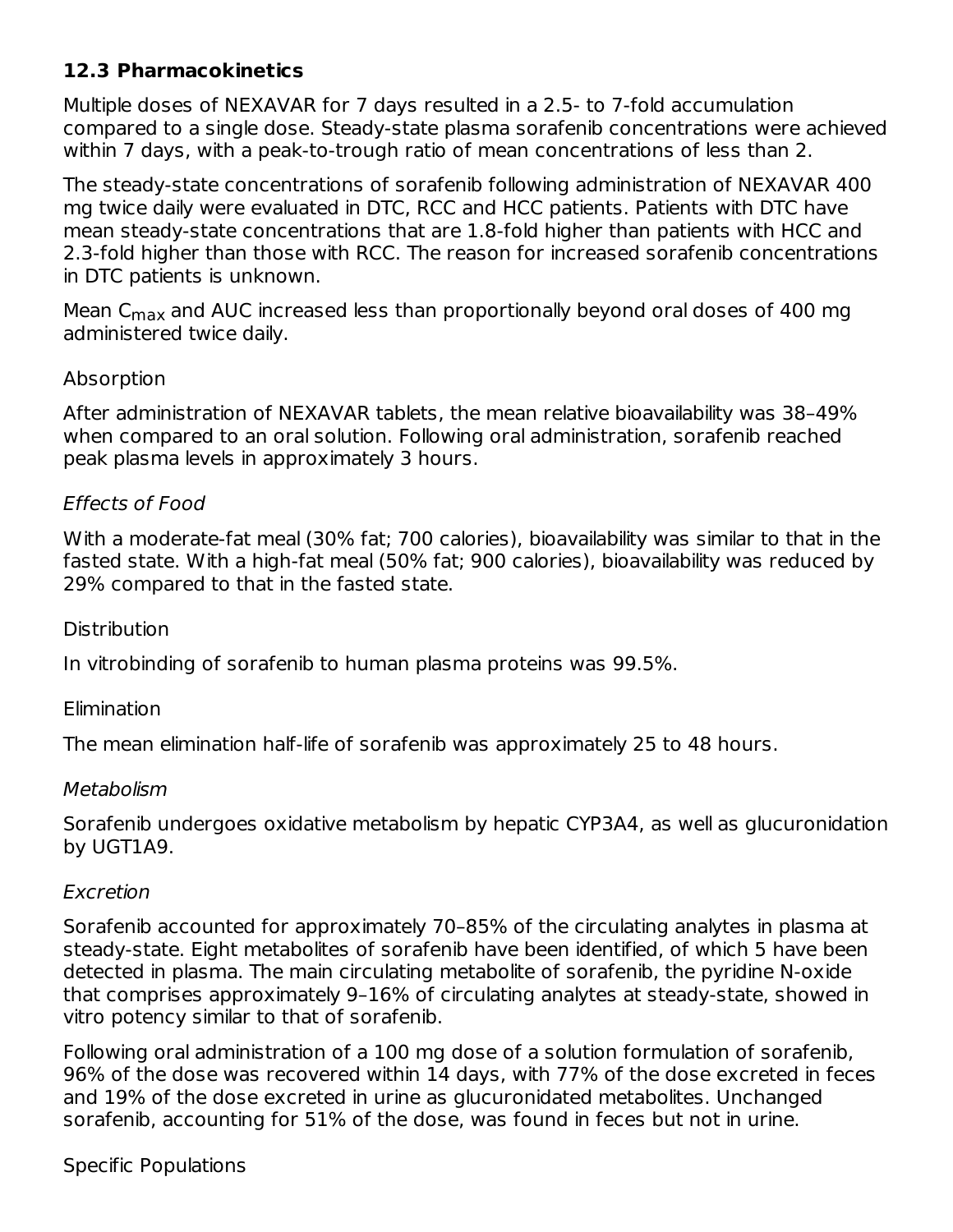## 12.3 Pharmacokinetics

Multiple doses of NEXAVAR for 7 days resulted in a 2.5- to 7-fold accumulation compared to a single dose. Steady-state plasma sorafenib concentrations were achieved within 7 days, with a peak-to-trough ratio of mean concentrations of less than 2.

The steady-state concentrations of sorafenib following administration of NEXAVAR 400 mg twice daily were evaluated in DTC, RCC and HCC patients. Patients with DTC have mean steady-state concentrations that are 1.8-fold higher than patients with HCC and 2.3-fold higher than those with RCC. The reason for increased sorafenib concentrations in DTC patients is unknown.

Mean $C_{max}$ and AUC increased less than proportionally beyond oral doses of 400 mg administered twice daily.

Absorption

After administration of NEXAVAR tablets, the mean relative bioavailability was 38–49% when compared to an oral solution. Following oral administration, sorafenib reached peak plasma levels in approximately 3 hours.

*Effects of Food*

With a moderate-fat meal (30% fat; 700 calories), bioavailability was similar to that in the fasted state. With a high-fat meal (50% fat; 900 calories), bioavailability was reduced by 29% compared to that in the fasted state.

Distribution

In vitrobinding of sorafenib to human plasma proteins was 99.5%.

Elimination

The mean elimination half-life of sorafenib was approximately 25 to 48 hours.

*Metabolism*

Sorafenib undergoes oxidative metabolism by hepatic CYP3A4, as well as glucuronidation by UGT1A9.

*Excretion*

Sorafenib accounted for approximately 70–85% of the circulating analytes in plasma at steady-state. Eight metabolites of sorafenib have been identified, of which 5 have been detected in plasma. The main circulating metabolite of sorafenib, the pyridine N-oxide that comprises approximately 9–16% of circulating analytes at steady-state, showed in vitro potency similar to that of sorafenib.

Following oral administration of a 100 mg dose of a solution formulation of sorafenib, 96% of the dose was recovered within 14 days, with 77% of the dose excreted in feces and 19% of the dose excreted in urine as glucuronidated metabolites. Unchanged sorafenib, accounting for 51% of the dose, was found in feces but not in urine.

Specific Populations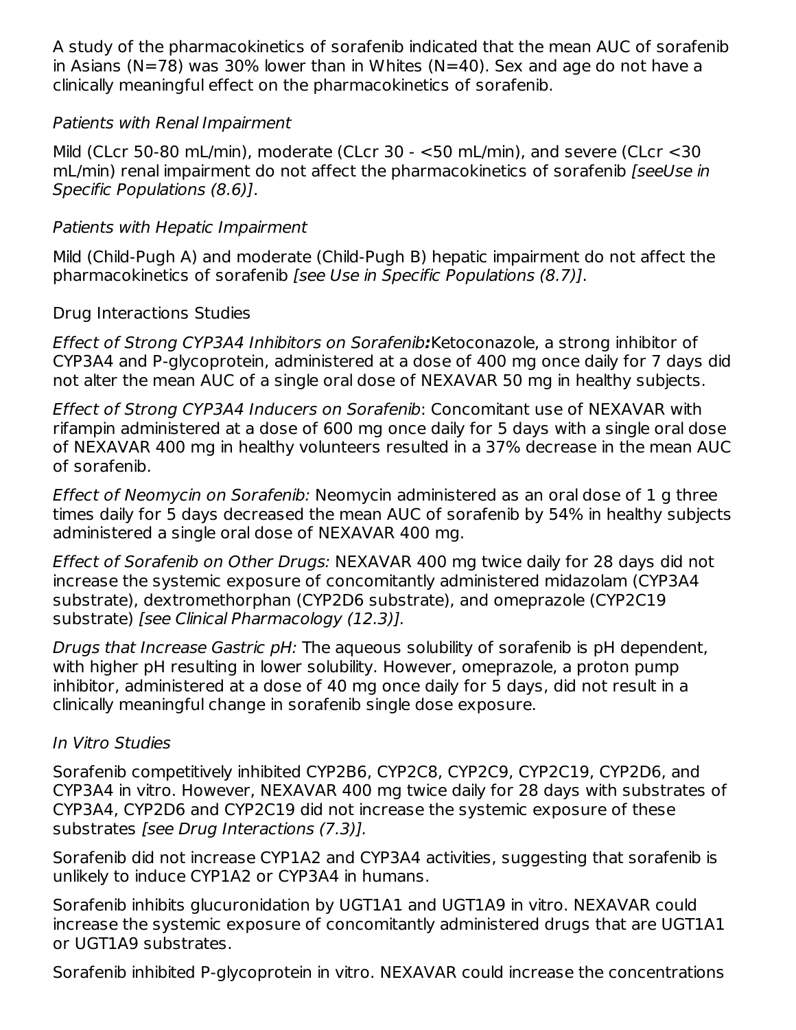A study of the pharmacokinetics of sorafenib indicated that the mean AUC of sorafenib in Asians (N=78) was 30% lower than in Whites (N=40). Sex and age do not have a clinically meaningful effect on the pharmacokinetics of sorafenib.

*Patients with Renal Impairment*

Mild (CLcr 50-80 mL/min), moderate (CLcr 30 - <50 mL/min), and severe (CLcr <30 mL/min) renal impairment do not affect the pharmacokinetics of sorafenib *[seeUse in Specific Populations (8.6)]*.

*Patients with Hepatic Impairment*

Mild (Child-Pugh A) and moderate (Child-Pugh B) hepatic impairment do not affect the pharmacokinetics of sorafenib *[see Use in Specific Populations (8.7)]*.

Drug Interactions Studies

*Effect of Strong CYP3A4 Inhibitors on Sorafenib***:**Ketoconazole, a strong inhibitor of CYP3A4 and P-glycoprotein, administered at a dose of 400 mg once daily for 7 days did not alter the mean AUC of a single oral dose of NEXAVAR 50 mg in healthy subjects.

*Effect of Strong CYP3A4 Inducers on Sorafenib*: Concomitant use of NEXAVAR with rifampin administered at a dose of 600 mg once daily for 5 days with a single oral dose of NEXAVAR 400 mg in healthy volunteers resulted in a 37% decrease in the mean AUC of sorafenib.

*Effect of Neomycin on Sorafenib:* Neomycin administered as an oral dose of 1 g three times daily for 5 days decreased the mean AUC of sorafenib by 54% in healthy subjects administered a single oral dose of NEXAVAR 400 mg.

*Effect of Sorafenib on Other Drugs:* NEXAVAR 400 mg twice daily for 28 days did not increase the systemic exposure of concomitantly administered midazolam (CYP3A4 substrate), dextromethorphan (CYP2D6 substrate), and omeprazole (CYP2C19 substrate) *[see Clinical Pharmacology (12.3)].*

*Drugs that Increase Gastric pH:* The aqueous solubility of sorafenib is pH dependent, with higher pH resulting in lower solubility. However, omeprazole, a proton pump inhibitor, administered at a dose of 40 mg once daily for 5 days, did not result in a clinically meaningful change in sorafenib single dose exposure.

*In Vitro Studies*

Sorafenib competitively inhibited CYP2B6, CYP2C8, CYP2C9, CYP2C19, CYP2D6, and CYP3A4 in vitro. However, NEXAVAR 400 mg twice daily for 28 days with substrates of CYP3A4, CYP2D6 and CYP2C19 did not increase the systemic exposure of these substrates *[see Drug Interactions (7.3)].*

Sorafenib did not increase CYP1A2 and CYP3A4 activities, suggesting that sorafenib is unlikely to induce CYP1A2 or CYP3A4 in humans.

Sorafenib inhibits glucuronidation by UGT1A1 and UGT1A9 in vitro. NEXAVAR could increase the systemic exposure of concomitantly administered drugs that are UGT1A1 or UGT1A9 substrates.

Sorafenib inhibited P-glycoprotein in vitro. NEXAVAR could increase the concentrations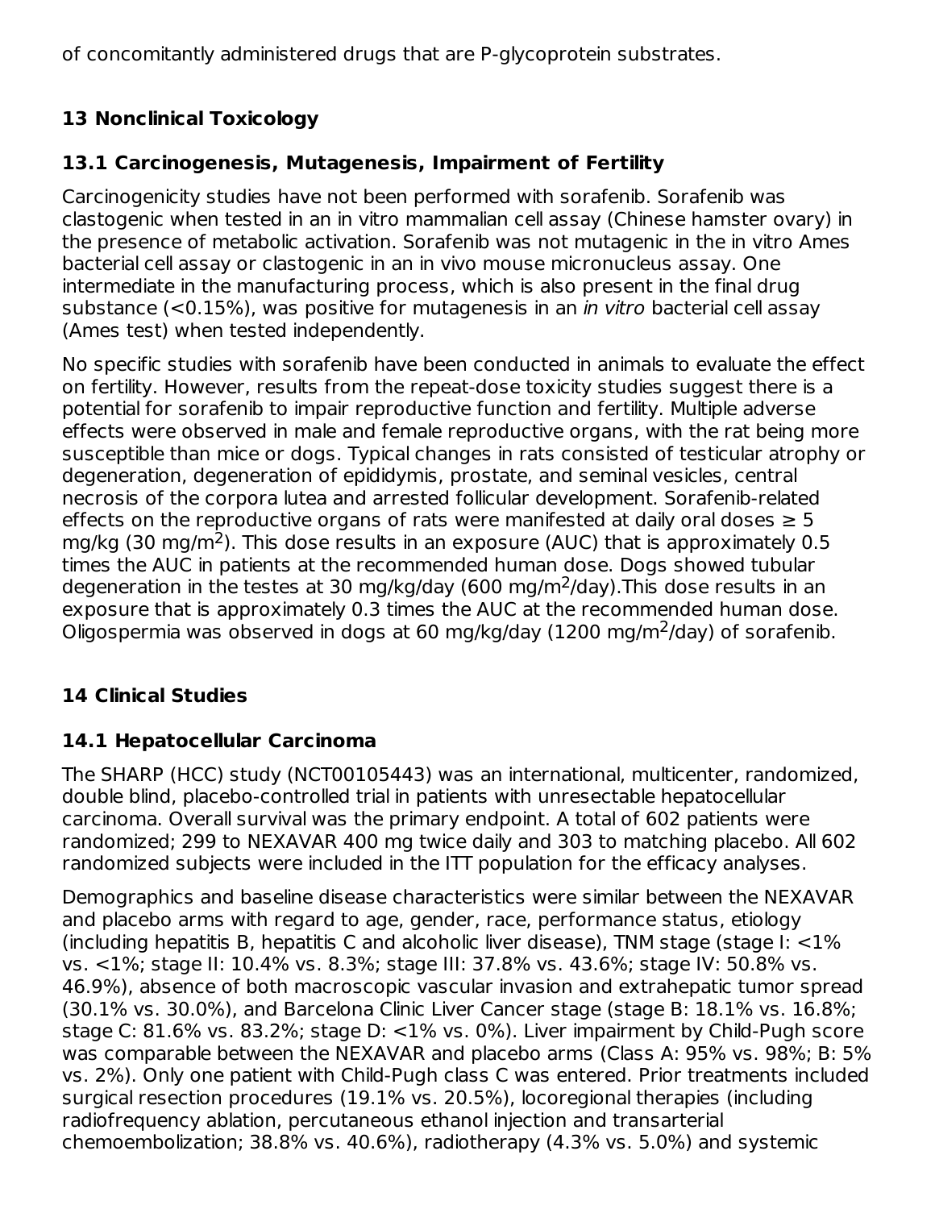of concomitantly administered drugs that are P-glycoprotein substrates.

## 13 Nonclinical Toxicology

### 13.1 Carcinogenesis, Mutagenesis, Impairment of Fertility

Carcinogenicity studies have not been performed with sorafenib. Sorafenib was clastogenic when tested in an in vitro mammalian cell assay (Chinese hamster ovary) in the presence of metabolic activation. Sorafenib was not mutagenic in the in vitro Ames bacterial cell assay or clastogenic in an in vivo mouse micronucleus assay. One intermediate in the manufacturing process, which is also present in the final drug substance (<0.15%), was positive for mutagenesis in an *in vitro* bacterial cell assay (Ames test) when tested independently.

No specific studies with sorafenib have been conducted in animals to evaluate the effect on fertility. However, results from the repeat-dose toxicity studies suggest there is a potential for sorafenib to impair reproductive function and fertility. Multiple adverse effects were observed in male and female reproductive organs, with the rat being more susceptible than mice or dogs. Typical changes in rats consisted of testicular atrophy or degeneration, degeneration of epididymis, prostate, and seminal vesicles, central necrosis of the corpora lutea and arrested follicular development. Sorafenib-related effects on the reproductive organs of rats were manifested at daily oral doses ≥ 5 mg/kg (30 mg/$m^2$). This dose results in an exposure (AUC) that is approximately 0.5 times the AUC in patients at the recommended human dose. Dogs showed tubular degeneration in the testes at 30 mg/kg/day (600 mg/$m^2$/day).This dose results in an exposure that is approximately 0.3 times the AUC at the recommended human dose. Oligospermia was observed in dogs at 60 mg/kg/day (1200 mg/$m^2$/day) of sorafenib.

## 14 Clinical Studies

### 14.1 Hepatocellular Carcinoma

The SHARP (HCC) study (NCT00105443) was an international, multicenter, randomized, double blind, placebo-controlled trial in patients with unresectable hepatocellular carcinoma. Overall survival was the primary endpoint. A total of 602 patients were randomized; 299 to NEXAVAR 400 mg twice daily and 303 to matching placebo. All 602 randomized subjects were included in the ITT population for the efficacy analyses.

Demographics and baseline disease characteristics were similar between the NEXAVAR and placebo arms with regard to age, gender, race, performance status, etiology (including hepatitis B, hepatitis C and alcoholic liver disease), TNM stage (stage I: <1% vs. <1%; stage II: 10.4% vs. 8.3%; stage III: 37.8% vs. 43.6%; stage IV: 50.8% vs. 46.9%), absence of both macroscopic vascular invasion and extrahepatic tumor spread (30.1% vs. 30.0%), and Barcelona Clinic Liver Cancer stage (stage B: 18.1% vs. 16.8%; stage C: 81.6% vs. 83.2%; stage D: <1% vs. 0%). Liver impairment by Child-Pugh score was comparable between the NEXAVAR and placebo arms (Class A: 95% vs. 98%; B: 5% vs. 2%). Only one patient with Child-Pugh class C was entered. Prior treatments included surgical resection procedures (19.1% vs. 20.5%), locoregional therapies (including radiofrequency ablation, percutaneous ethanol injection and transarterial chemoembolization; 38.8% vs. 40.6%), radiotherapy (4.3% vs. 5.0%) and systemic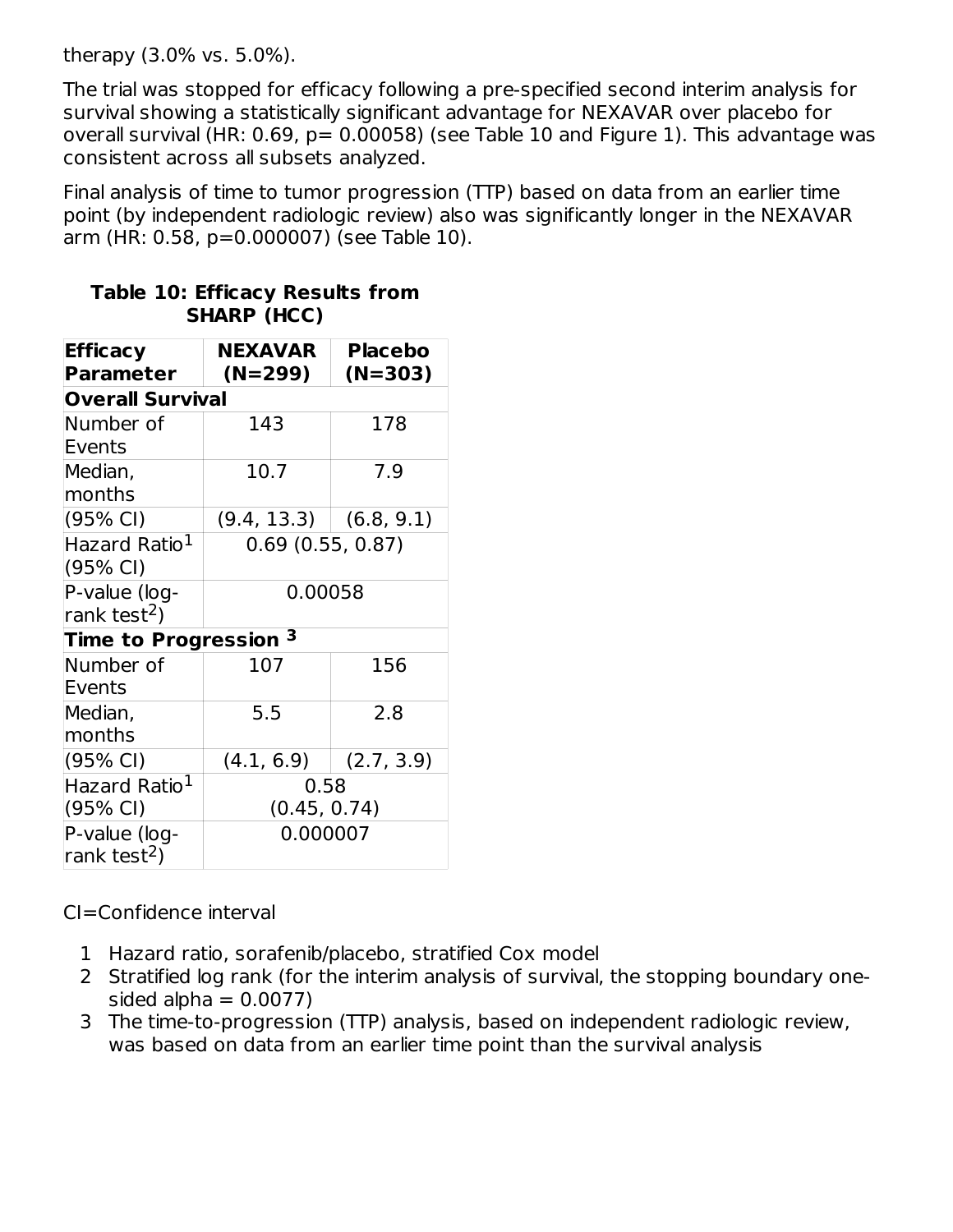therapy (3.0% vs. 5.0%).

The trial was stopped for efficacy following a pre-specified second interim analysis for survival showing a statistically significant advantage for NEXAVAR over placebo for overall survival (HR: 0.69, p= 0.00058) (see Table 10 and Figure 1). This advantage was consistent across all subsets analyzed.

Final analysis of time to tumor progression (TTP) based on data from an earlier time point (by independent radiologic review) also was significantly longer in the NEXAVAR arm (HR: 0.58, p=0.000007) (see Table 10).

**Table 10: Efficacy Results from SHARP (HCC)**

| Efficacy Parameter | NEXAVAR (N=299) | Placebo (N=303) |
|---|---|---|
| **Overall Survival** | | |
| Number of Events | 143 | 178 |
| Median, months | 10.7 | 7.9 |
| (95% CI) | (9.4, 13.3) | (6.8, 9.1) |
| Hazard Ratio[1] (95% CI) | 0.69 (0.55, 0.87) | |
| P-value (log-rank test[2]) | 0.00058 | |
| **Time to Progression [3]** | | |
| Number of Events | 107 | 156 |
| Median, months | 5.5 | 2.8 |
| (95% CI) | (4.1, 6.9) | (2.7, 3.9) |
| Hazard Ratio[1] (95% CI) | 0.58 (0.45, 0.74) | |
| P-value (log-rank test[2]) | 0.000007 | |

CI=Confidence interval

1. Hazard ratio, sorafenib/placebo, stratified Cox model
2. Stratified log rank (for the interim analysis of survival, the stopping boundary one-sided alpha = 0.0077)
3. The time-to-progression (TTP) analysis, based on independent radiologic review, was based on data from an earlier time point than the survival analysis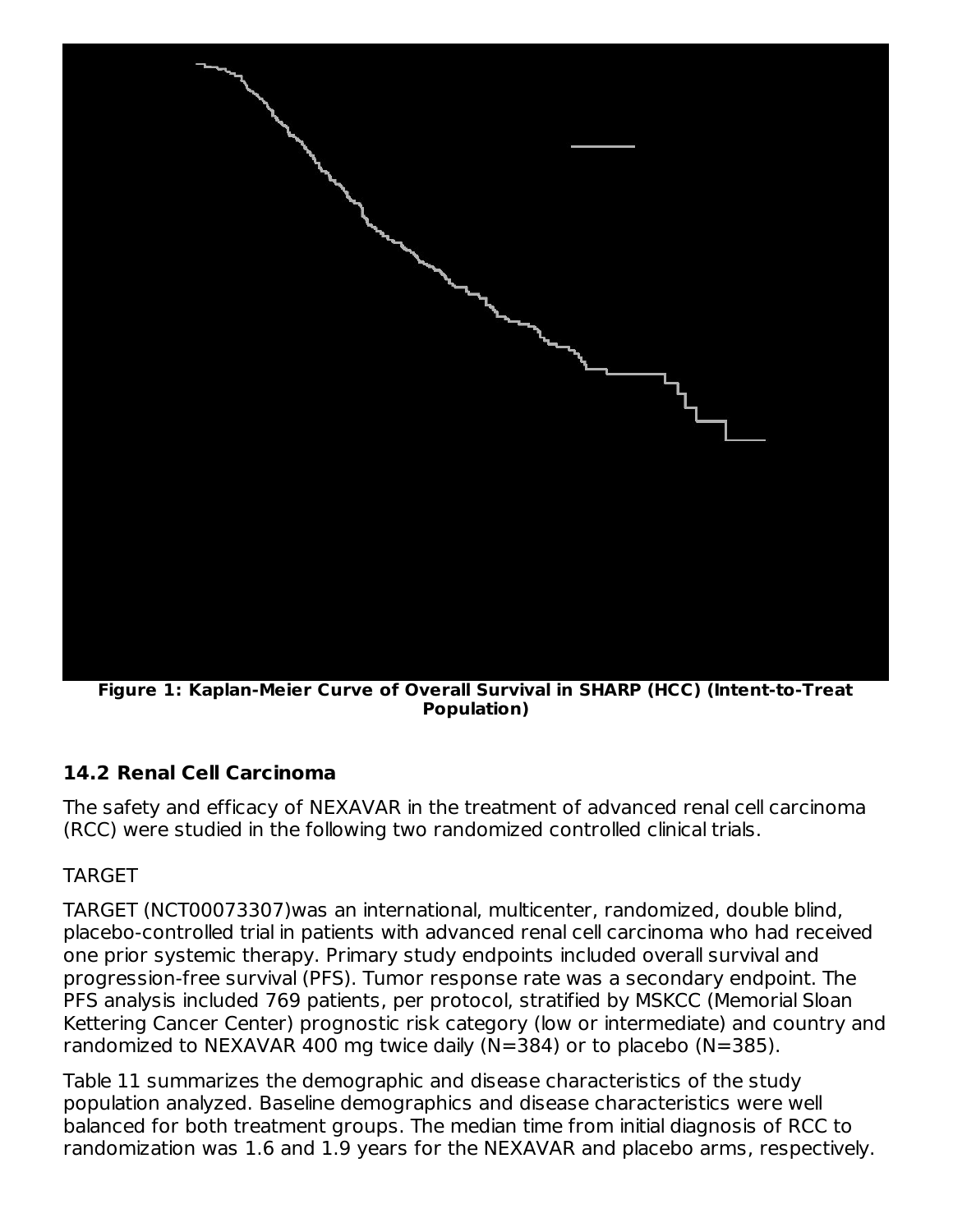**Figure 1: Kaplan-Meier Curve of Overall Survival in SHARP (HCC) (Intent-to-Treat Population)**

## 14.2 Renal Cell Carcinoma

The safety and efficacy of NEXAVAR in the treatment of advanced renal cell carcinoma (RCC) were studied in the following two randomized controlled clinical trials.

TARGET

TARGET (NCT00073307)was an international, multicenter, randomized, double blind, placebo-controlled trial in patients with advanced renal cell carcinoma who had received one prior systemic therapy. Primary study endpoints included overall survival and progression-free survival (PFS). Tumor response rate was a secondary endpoint. The PFS analysis included 769 patients, per protocol, stratified by MSKCC (Memorial Sloan Kettering Cancer Center) prognostic risk category (low or intermediate) and country and randomized to NEXAVAR 400 mg twice daily (N=384) or to placebo (N=385).

Table 11 summarizes the demographic and disease characteristics of the study population analyzed. Baseline demographics and disease characteristics were well balanced for both treatment groups. The median time from initial diagnosis of RCC to randomization was 1.6 and 1.9 years for the NEXAVAR and placebo arms, respectively.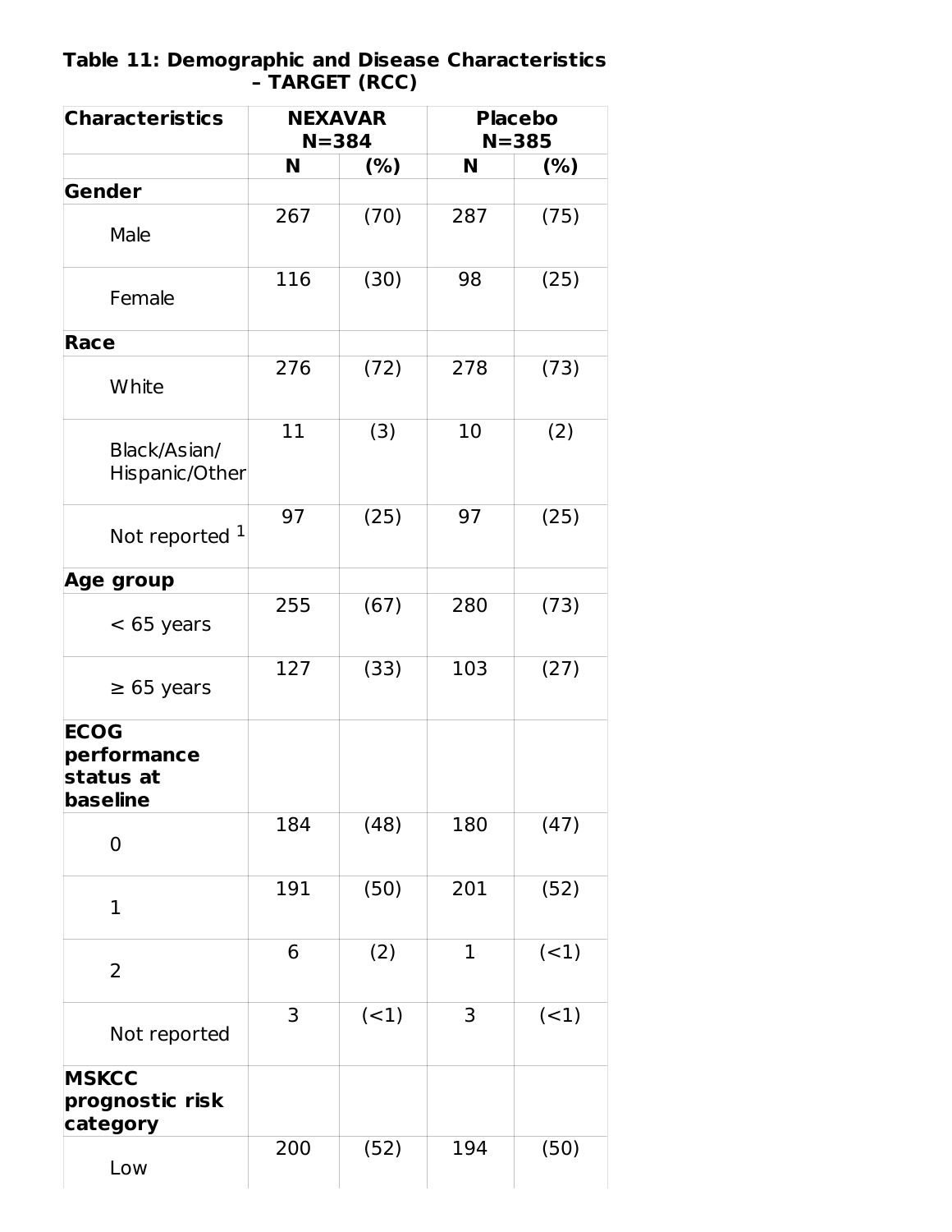**Table 11: Demographic and Disease Characteristics – TARGET (RCC)**

| Characteristics | NEXAVAR N=384 | | Placebo N=385 | |
|---|---|---|---|---|
| | N | (%) | N | (%) |
| **Gender** | | | | |
| Male | 267 | (70) | 287 | (75) |
| Female | 116 | (30) | 98 | (25) |
| **Race** | | | | |
| White | 276 | (72) | 278 | (73) |
| Black/Asian/ Hispanic/Other | 11 | (3) | 10 | (2) |
| Not reported [1] | 97 | (25) | 97 | (25) |
| **Age group** | | | | |
| < 65 years | 255 | (67) | 280 | (73) |
| ≥ 65 years | 127 | (33) | 103 | (27) |
| **ECOG performance status at baseline** | | | | |
| 0 | 184 | (48) | 180 | (47) |
| 1 | 191 | (50) | 201 | (52) |
| 2 | 6 | (2) | 1 | (<1) |
| Not reported | 3 | (<1) | 3 | (<1) |
| **MSKCC prognostic risk category** | | | | |
| Low | 200 | (52) | 194 | (50) |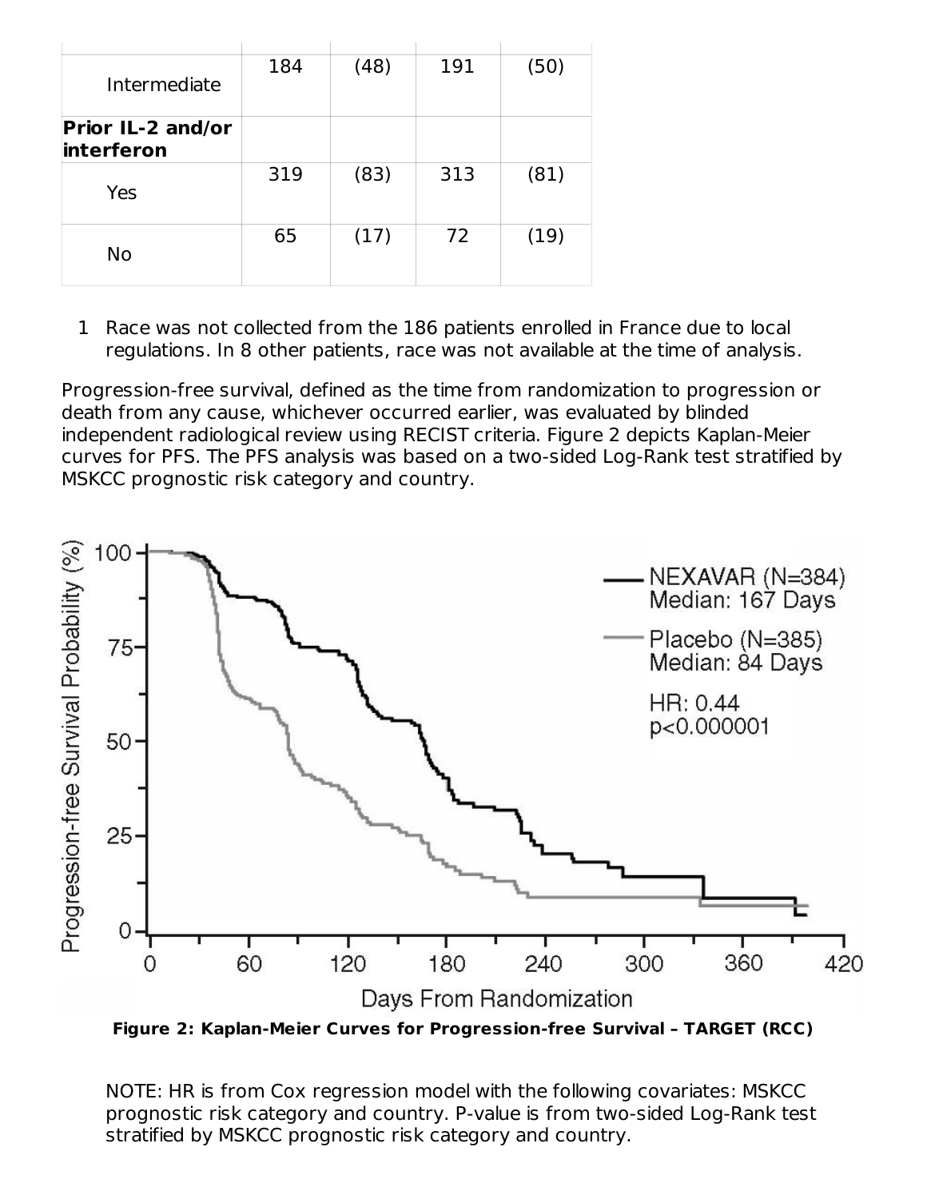| | | | | |
|---|---|---|---|---|
| Intermediate | 184 | (48) | 191 | (50) |
| **Prior IL-2 and/or interferon** | | | | |
| Yes | 319 | (83) | 313 | (81) |
| No | 65 | (17) | 72 | (19) |

1 Race was not collected from the 186 patients enrolled in France due to local regulations. In 8 other patients, race was not available at the time of analysis.

Progression-free survival, defined as the time from randomization to progression or death from any cause, whichever occurred earlier, was evaluated by blinded independent radiological review using RECIST criteria. Figure 2 depicts Kaplan-Meier curves for PFS. The PFS analysis was based on a two-sided Log-Rank test stratified by MSKCC prognostic risk category and country.

**Figure 2: Kaplan-Meier Curves for Progression-free Survival – TARGET (RCC)**

NOTE: HR is from Cox regression model with the following covariates: MSKCC prognostic risk category and country. P-value is from two-sided Log-Rank test stratified by MSKCC prognostic risk category and country.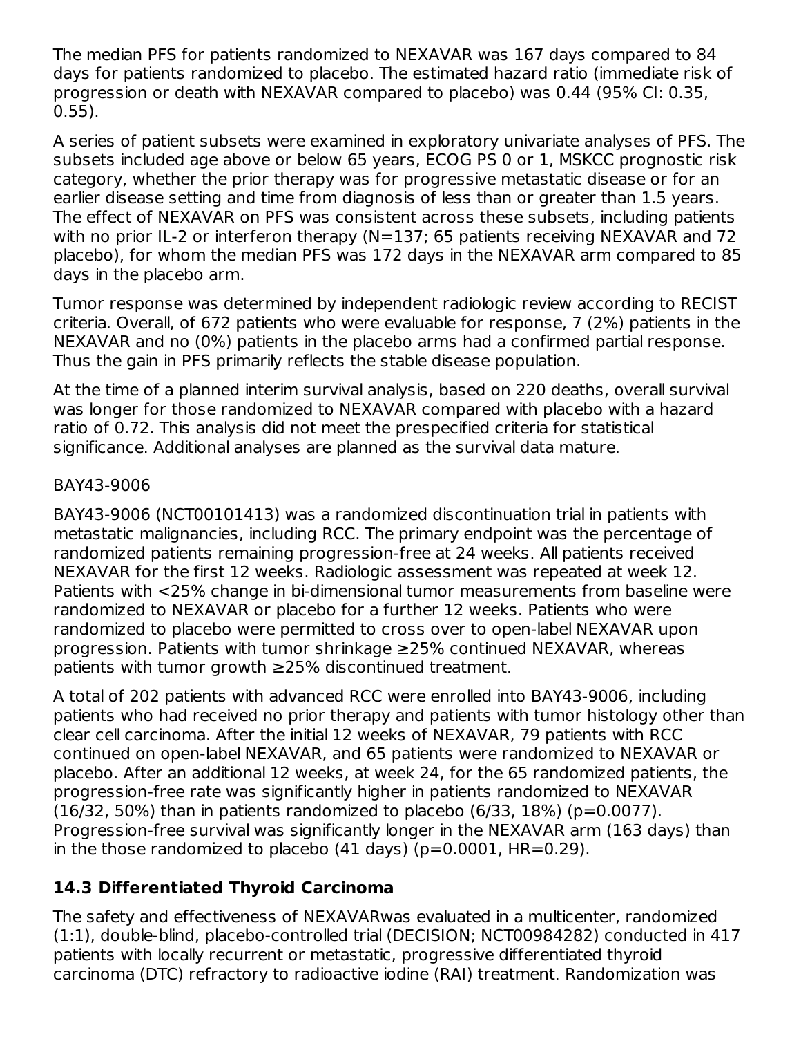The median PFS for patients randomized to NEXAVAR was 167 days compared to 84 days for patients randomized to placebo. The estimated hazard ratio (immediate risk of progression or death with NEXAVAR compared to placebo) was 0.44 (95% CI: 0.35, 0.55).

A series of patient subsets were examined in exploratory univariate analyses of PFS. The subsets included age above or below 65 years, ECOG PS 0 or 1, MSKCC prognostic risk category, whether the prior therapy was for progressive metastatic disease or for an earlier disease setting and time from diagnosis of less than or greater than 1.5 years. The effect of NEXAVAR on PFS was consistent across these subsets, including patients with no prior IL-2 or interferon therapy (N=137; 65 patients receiving NEXAVAR and 72 placebo), for whom the median PFS was 172 days in the NEXAVAR arm compared to 85 days in the placebo arm.

Tumor response was determined by independent radiologic review according to RECIST criteria. Overall, of 672 patients who were evaluable for response, 7 (2%) patients in the NEXAVAR and no (0%) patients in the placebo arms had a confirmed partial response. Thus the gain in PFS primarily reflects the stable disease population.

At the time of a planned interim survival analysis, based on 220 deaths, overall survival was longer for those randomized to NEXAVAR compared with placebo with a hazard ratio of 0.72. This analysis did not meet the prespecified criteria for statistical significance. Additional analyses are planned as the survival data mature.

BAY43-9006

BAY43-9006 (NCT00101413) was a randomized discontinuation trial in patients with metastatic malignancies, including RCC. The primary endpoint was the percentage of randomized patients remaining progression-free at 24 weeks. All patients received NEXAVAR for the first 12 weeks. Radiologic assessment was repeated at week 12. Patients with <25% change in bi-dimensional tumor measurements from baseline were randomized to NEXAVAR or placebo for a further 12 weeks. Patients who were randomized to placebo were permitted to cross over to open-label NEXAVAR upon progression. Patients with tumor shrinkage ≥25% continued NEXAVAR, whereas patients with tumor growth ≥25% discontinued treatment.

A total of 202 patients with advanced RCC were enrolled into BAY43-9006, including patients who had received no prior therapy and patients with tumor histology other than clear cell carcinoma. After the initial 12 weeks of NEXAVAR, 79 patients with RCC continued on open-label NEXAVAR, and 65 patients were randomized to NEXAVAR or placebo. After an additional 12 weeks, at week 24, for the 65 randomized patients, the progression-free rate was significantly higher in patients randomized to NEXAVAR (16/32, 50%) than in patients randomized to placebo (6/33, 18%) (p=0.0077). Progression-free survival was significantly longer in the NEXAVAR arm (163 days) than in the those randomized to placebo (41 days) (p=0.0001, HR=0.29).

### 14.3 Differentiated Thyroid Carcinoma

The safety and effectiveness of NEXAVARwas evaluated in a multicenter, randomized (1:1), double-blind, placebo-controlled trial (DECISION; NCT00984282) conducted in 417 patients with locally recurrent or metastatic, progressive differentiated thyroid carcinoma (DTC) refractory to radioactive iodine (RAI) treatment. Randomization was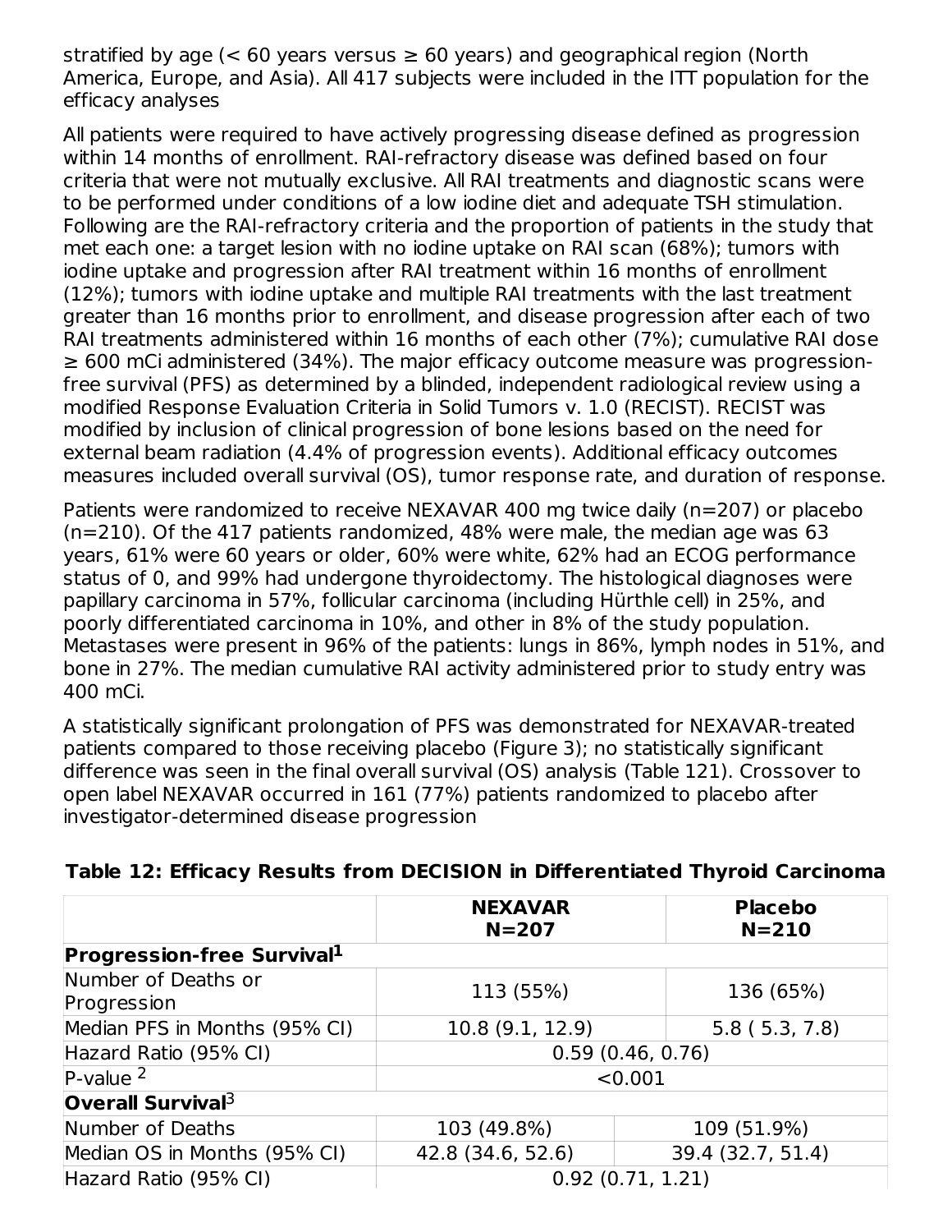stratified by age (< 60 years versus ≥ 60 years) and geographical region (North America, Europe, and Asia). All 417 subjects were included in the ITT population for the efficacy analyses

All patients were required to have actively progressing disease defined as progression within 14 months of enrollment. RAI-refractory disease was defined based on four criteria that were not mutually exclusive. All RAI treatments and diagnostic scans were to be performed under conditions of a low iodine diet and adequate TSH stimulation. Following are the RAI-refractory criteria and the proportion of patients in the study that met each one: a target lesion with no iodine uptake on RAI scan (68%); tumors with iodine uptake and progression after RAI treatment within 16 months of enrollment (12%); tumors with iodine uptake and multiple RAI treatments with the last treatment greater than 16 months prior to enrollment, and disease progression after each of two RAI treatments administered within 16 months of each other (7%); cumulative RAI dose ≥ 600 mCi administered (34%). The major efficacy outcome measure was progression-free survival (PFS) as determined by a blinded, independent radiological review using a modified Response Evaluation Criteria in Solid Tumors v. 1.0 (RECIST). RECIST was modified by inclusion of clinical progression of bone lesions based on the need for external beam radiation (4.4% of progression events). Additional efficacy outcomes measures included overall survival (OS), tumor response rate, and duration of response.

Patients were randomized to receive NEXAVAR 400 mg twice daily (n=207) or placebo (n=210). Of the 417 patients randomized, 48% were male, the median age was 63 years, 61% were 60 years or older, 60% were white, 62% had an ECOG performance status of 0, and 99% had undergone thyroidectomy. The histological diagnoses were papillary carcinoma in 57%, follicular carcinoma (including Hürthle cell) in 25%, and poorly differentiated carcinoma in 10%, and other in 8% of the study population. Metastases were present in 96% of the patients: lungs in 86%, lymph nodes in 51%, and bone in 27%. The median cumulative RAI activity administered prior to study entry was 400 mCi.

A statistically significant prolongation of PFS was demonstrated for NEXAVAR-treated patients compared to those receiving placebo (Figure 3); no statistically significant difference was seen in the final overall survival (OS) analysis (Table 121). Crossover to open label NEXAVAR occurred in 161 (77%) patients randomized to placebo after investigator-determined disease progression

**Table 12: Efficacy Results from DECISION in Differentiated Thyroid Carcinoma**

| | NEXAVAR N=207 | Placebo N=210 |
|---|---|---|
| **Progression-free Survival[1]** | | |
| Number of Deaths or Progression | 113 (55%) | 136 (65%) |
| Median PFS in Months (95% CI) | 10.8 (9.1, 12.9) | 5.8 ( 5.3, 7.8) |
| Hazard Ratio (95% CI) | 0.59 (0.46, 0.76) | |
| P-value [2] | <0.001 | |
| **Overall Survival[3]** | | |
| Number of Deaths | 103 (49.8%) | 109 (51.9%) |
| Median OS in Months (95% CI) | 42.8 (34.6, 52.6) | 39.4 (32.7, 51.4) |
| Hazard Ratio (95% CI) | 0.92 (0.71, 1.21) | |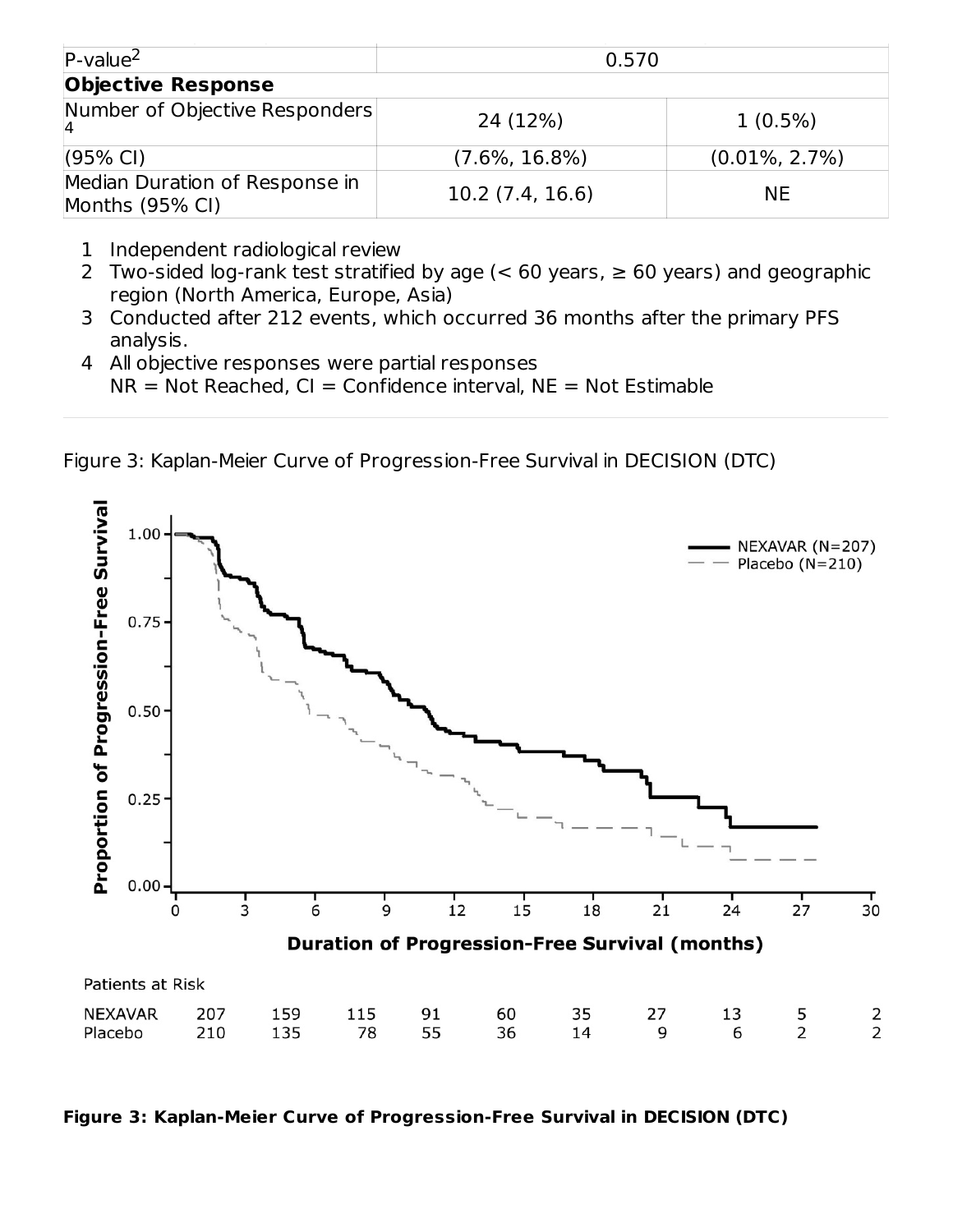| P-value[2] | 0.570 | |
|---|---|---|
| **Objective Response** | | |
| Number of Objective Responders[4] | 24 (12%) | 1 (0.5%) |
| (95% CI) | (7.6%, 16.8%) | (0.01%, 2.7%) |
| Median Duration of Response in Months (95% CI) | 10.2 (7.4, 16.6) | NE |

1 Independent radiological review
2 Two-sided log-rank test stratified by age (< 60 years, ≥ 60 years) and geographic region (North America, Europe, Asia)
3 Conducted after 212 events, which occurred 36 months after the primary PFS analysis.
4 All objective responses were partial responses
NR = Not Reached, CI = Confidence interval, NE = Not Estimable

Figure 3: Kaplan-Meier Curve of Progression-Free Survival in DECISION (DTC)

Patients at Risk

| | 0 | 3 | 6 | 9 | 12 | 15 | 18 | 21 | 24 | 27 | 30 |
|---|---|---|---|---|---|---|---|---|---|---|---|
| NEXAVAR | 207 | 159 | 115 | 91 | 60 | 35 | 27 | 13 | 5 | 2 | |
| Placebo | 210 | 135 | 78 | 55 | 36 | 14 | 9 | 6 | 2 | 2 | |

**Figure 3: Kaplan-Meier Curve of Progression-Free Survival in DECISION (DTC)**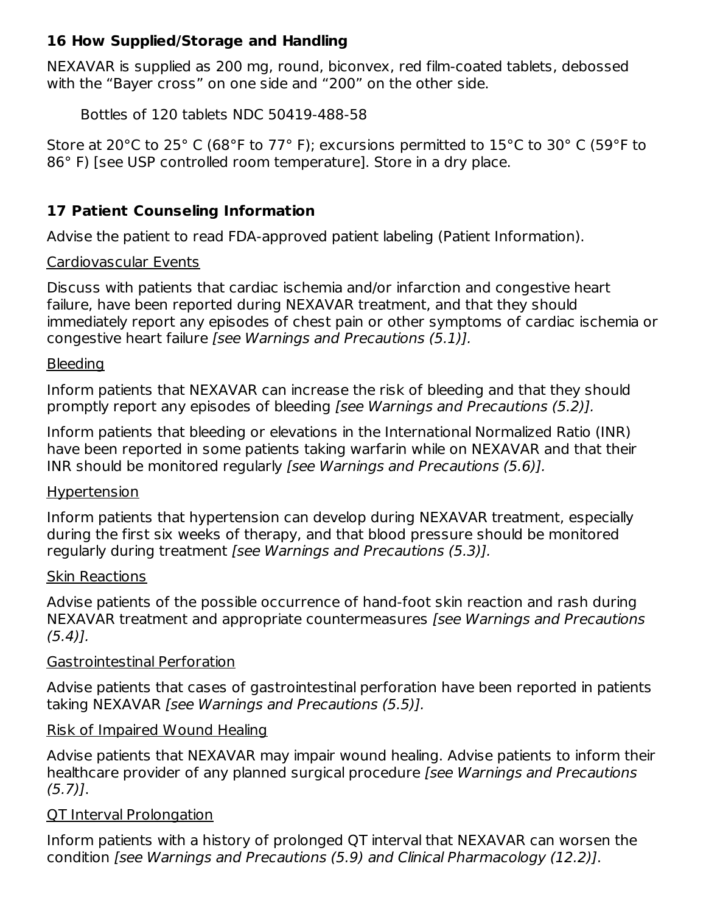## 16 How Supplied/Storage and Handling

NEXAVAR is supplied as 200 mg, round, biconvex, red film-coated tablets, debossed with the "Bayer cross" on one side and "200" on the other side.

Bottles of 120 tablets NDC 50419-488-58

Store at 20°C to 25° C (68°F to 77° F); excursions permitted to 15°C to 30° C (59°F to 86° F) [see USP controlled room temperature]. Store in a dry place.

## 17 Patient Counseling Information

Advise the patient to read FDA-approved patient labeling (Patient Information).

Cardiovascular Events

Discuss with patients that cardiac ischemia and/or infarction and congestive heart failure, have been reported during NEXAVAR treatment, and that they should immediately report any episodes of chest pain or other symptoms of cardiac ischemia or congestive heart failure *[see Warnings and Precautions (5.1)].*

Bleeding

Inform patients that NEXAVAR can increase the risk of bleeding and that they should promptly report any episodes of bleeding *[see Warnings and Precautions (5.2)].*

Inform patients that bleeding or elevations in the International Normalized Ratio (INR) have been reported in some patients taking warfarin while on NEXAVAR and that their INR should be monitored regularly *[see Warnings and Precautions (5.6)].*

Hypertension

Inform patients that hypertension can develop during NEXAVAR treatment, especially during the first six weeks of therapy, and that blood pressure should be monitored regularly during treatment *[see Warnings and Precautions (5.3)].*

Skin Reactions

Advise patients of the possible occurrence of hand-foot skin reaction and rash during NEXAVAR treatment and appropriate countermeasures *[see Warnings and Precautions (5.4)].*

Gastrointestinal Perforation

Advise patients that cases of gastrointestinal perforation have been reported in patients taking NEXAVAR *[see Warnings and Precautions (5.5)].*

Risk of Impaired Wound Healing

Advise patients that NEXAVAR may impair wound healing. Advise patients to inform their healthcare provider of any planned surgical procedure *[see Warnings and Precautions (5.7)]*.

QT Interval Prolongation

Inform patients with a history of prolonged QT interval that NEXAVAR can worsen the condition *[see Warnings and Precautions (5.9) and Clinical Pharmacology (12.2)]*.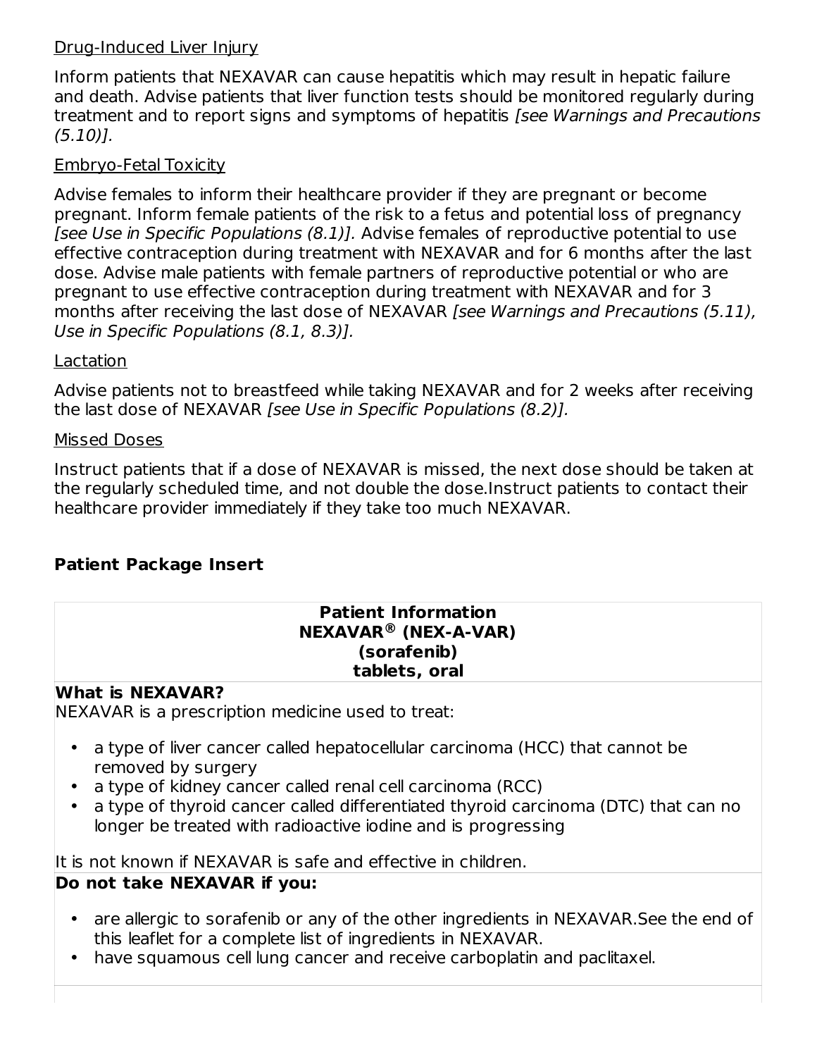Drug-Induced Liver Injury

Inform patients that NEXAVAR can cause hepatitis which may result in hepatic failure and death. Advise patients that liver function tests should be monitored regularly during treatment and to report signs and symptoms of hepatitis *[see Warnings and Precautions (5.10)].*

Embryo-Fetal Toxicity

Advise females to inform their healthcare provider if they are pregnant or become pregnant. Inform female patients of the risk to a fetus and potential loss of pregnancy *[see Use in Specific Populations (8.1)].* Advise females of reproductive potential to use effective contraception during treatment with NEXAVAR and for 6 months after the last dose. Advise male patients with female partners of reproductive potential or who are pregnant to use effective contraception during treatment with NEXAVAR and for 3 months after receiving the last dose of NEXAVAR *[see Warnings and Precautions (5.11), Use in Specific Populations (8.1, 8.3)].*

Lactation

Advise patients not to breastfeed while taking NEXAVAR and for 2 weeks after receiving the last dose of NEXAVAR *[see Use in Specific Populations (8.2)].*

Missed Doses

Instruct patients that if a dose of NEXAVAR is missed, the next dose should be taken at the regularly scheduled time, and not double the dose.Instruct patients to contact their healthcare provider immediately if they take too much NEXAVAR.

**Patient Package Insert**

**Patient Information**
**NEXAVAR® (NEX-A-VAR)**
**(sorafenib)**
**tablets, oral**

**What is NEXAVAR?**

NEXAVAR is a prescription medicine used to treat:

- a type of liver cancer called hepatocellular carcinoma (HCC) that cannot be removed by surgery
- a type of kidney cancer called renal cell carcinoma (RCC)
- a type of thyroid cancer called differentiated thyroid carcinoma (DTC) that can no longer be treated with radioactive iodine and is progressing

It is not known if NEXAVAR is safe and effective in children.

**Do not take NEXAVAR if you:**

- are allergic to sorafenib or any of the other ingredients in NEXAVAR.See the end of this leaflet for a complete list of ingredients in NEXAVAR.
- have squamous cell lung cancer and receive carboplatin and paclitaxel.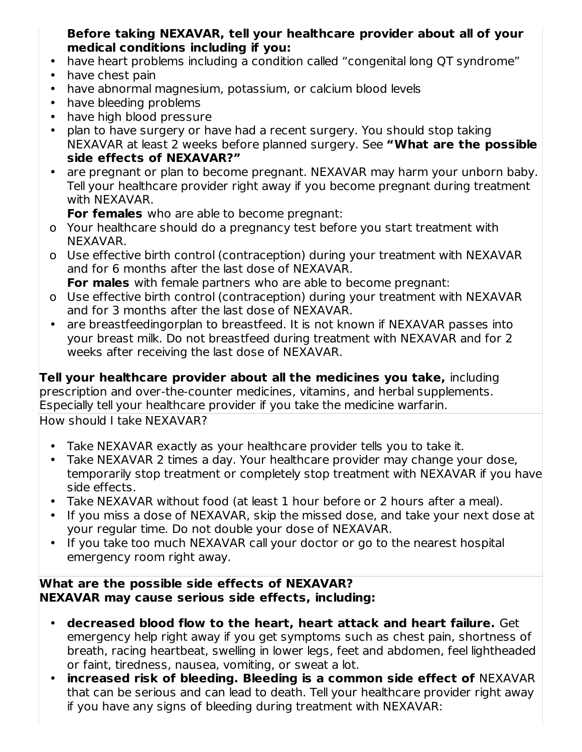**Before taking NEXAVAR, tell your healthcare provider about all of your medical conditions including if you:**

- have heart problems including a condition called "congenital long QT syndrome"
- have chest pain
- have abnormal magnesium, potassium, or calcium blood levels
- have bleeding problems
- have high blood pressure
- plan to have surgery or have had a recent surgery. You should stop taking NEXAVAR at least 2 weeks before planned surgery. See **"What are the possible side effects of NEXAVAR?"**
- are pregnant or plan to become pregnant. NEXAVAR may harm your unborn baby. Tell your healthcare provider right away if you become pregnant during treatment with NEXAVAR.
  **For females** who are able to become pregnant:
  - o Your healthcare should do a pregnancy test before you start treatment with NEXAVAR.
  - o Use effective birth control (contraception) during your treatment with NEXAVAR and for 6 months after the last dose of NEXAVAR.

  **For males** with female partners who are able to become pregnant:
  - o Use effective birth control (contraception) during your treatment with NEXAVAR and for 3 months after the last dose of NEXAVAR.
- are breastfeedingorplan to breastfeed. It is not known if NEXAVAR passes into your breast milk. Do not breastfeed during treatment with NEXAVAR and for 2 weeks after receiving the last dose of NEXAVAR.

**Tell your healthcare provider about all the medicines you take,** including prescription and over-the-counter medicines, vitamins, and herbal supplements. Especially tell your healthcare provider if you take the medicine warfarin.

How should I take NEXAVAR?

- Take NEXAVAR exactly as your healthcare provider tells you to take it.
- Take NEXAVAR 2 times a day. Your healthcare provider may change your dose, temporarily stop treatment or completely stop treatment with NEXAVAR if you have side effects.
- Take NEXAVAR without food (at least 1 hour before or 2 hours after a meal).
- If you miss a dose of NEXAVAR, skip the missed dose, and take your next dose at your regular time. Do not double your dose of NEXAVAR.
- If you take too much NEXAVAR call your doctor or go to the nearest hospital emergency room right away.

**What are the possible side effects of NEXAVAR?**
**NEXAVAR may cause serious side effects, including:**

- **decreased blood flow to the heart, heart attack and heart failure.** Get emergency help right away if you get symptoms such as chest pain, shortness of breath, racing heartbeat, swelling in lower legs, feet and abdomen, feel lightheaded or faint, tiredness, nausea, vomiting, or sweat a lot.
- **increased risk of bleeding. Bleeding is a common side effect of** NEXAVAR that can be serious and can lead to death. Tell your healthcare provider right away if you have any signs of bleeding during treatment with NEXAVAR: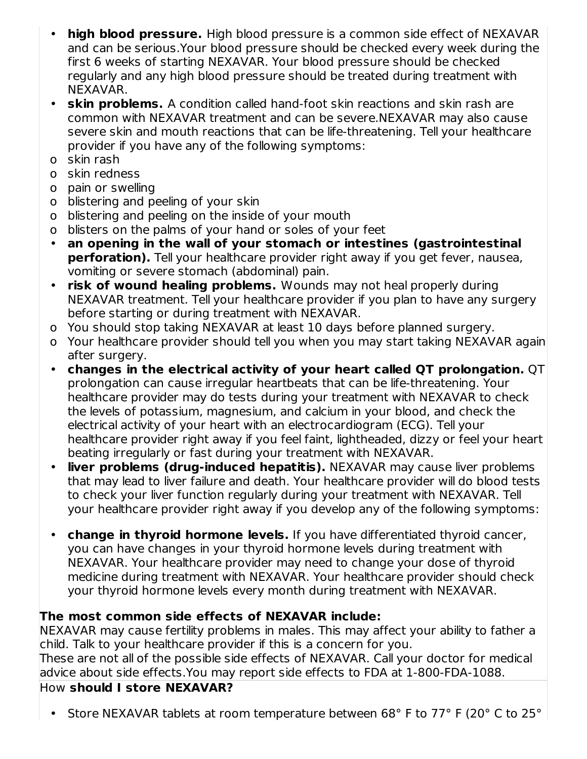- **high blood pressure.** High blood pressure is a common side effect of NEXAVAR and can be serious.Your blood pressure should be checked every week during the first 6 weeks of starting NEXAVAR. Your blood pressure should be checked regularly and any high blood pressure should be treated during treatment with NEXAVAR.
- **skin problems.** A condition called hand-foot skin reactions and skin rash are common with NEXAVAR treatment and can be severe.NEXAVAR may also cause severe skin and mouth reactions that can be life-threatening. Tell your healthcare provider if you have any of the following symptoms:
  - o skin rash
  - o skin redness
  - o pain or swelling
  - o blistering and peeling of your skin
  - o blistering and peeling on the inside of your mouth
  - o blisters on the palms of your hand or soles of your feet
- **an opening in the wall of your stomach or intestines (gastrointestinal perforation).** Tell your healthcare provider right away if you get fever, nausea, vomiting or severe stomach (abdominal) pain.
- **risk of wound healing problems.** Wounds may not heal properly during NEXAVAR treatment. Tell your healthcare provider if you plan to have any surgery before starting or during treatment with NEXAVAR.
  - o You should stop taking NEXAVAR at least 10 days before planned surgery.
  - o Your healthcare provider should tell you when you may start taking NEXAVAR again after surgery.
- **changes in the electrical activity of your heart called QT prolongation.** QT prolongation can cause irregular heartbeats that can be life-threatening. Your healthcare provider may do tests during your treatment with NEXAVAR to check the levels of potassium, magnesium, and calcium in your blood, and check the electrical activity of your heart with an electrocardiogram (ECG). Tell your healthcare provider right away if you feel faint, lightheaded, dizzy or feel your heart beating irregularly or fast during your treatment with NEXAVAR.
- **liver problems (drug-induced hepatitis).** NEXAVAR may cause liver problems that may lead to liver failure and death. Your healthcare provider will do blood tests to check your liver function regularly during your treatment with NEXAVAR. Tell your healthcare provider right away if you develop any of the following symptoms:
- **change in thyroid hormone levels.** If you have differentiated thyroid cancer, you can have changes in your thyroid hormone levels during treatment with NEXAVAR. Your healthcare provider may need to change your dose of thyroid medicine during treatment with NEXAVAR. Your healthcare provider should check your thyroid hormone levels every month during treatment with NEXAVAR.

**The most common side effects of NEXAVAR include:**

NEXAVAR may cause fertility problems in males. This may affect your ability to father a child. Talk to your healthcare provider if this is a concern for you.

These are not all of the possible side effects of NEXAVAR. Call your doctor for medical advice about side effects.You may report side effects to FDA at 1-800-FDA-1088.

How **should I store NEXAVAR?**

- Store NEXAVAR tablets at room temperature between 68° F to 77° F (20° C to 25°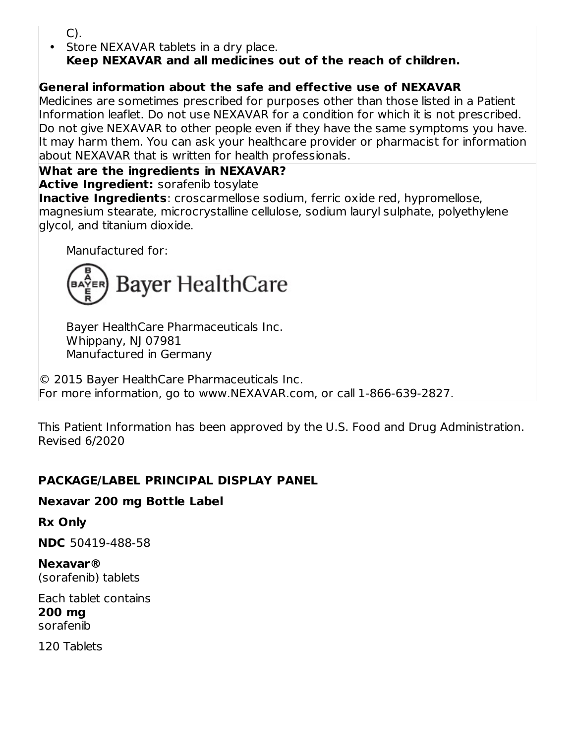C).

- Store NEXAVAR tablets in a dry place.

**Keep NEXAVAR and all medicines out of the reach of children.**

**General information about the safe and effective use of NEXAVAR**

Medicines are sometimes prescribed for purposes other than those listed in a Patient Information leaflet. Do not use NEXAVAR for a condition for which it is not prescribed. Do not give NEXAVAR to other people even if they have the same symptoms you have. It may harm them. You can ask your healthcare provider or pharmacist for information about NEXAVAR that is written for health professionals.

**What are the ingredients in NEXAVAR?**

**Active Ingredient:** sorafenib tosylate

**Inactive Ingredients**: croscarmellose sodium, ferric oxide red, hypromellose, magnesium stearate, microcrystalline cellulose, sodium lauryl sulphate, polyethylene glycol, and titanium dioxide.

Manufactured for:

Bayer HealthCare

Bayer HealthCare Pharmaceuticals Inc.
Whippany, NJ 07981
Manufactured in Germany

© 2015 Bayer HealthCare Pharmaceuticals Inc.
For more information, go to www.NEXAVAR.com, or call 1-866-639-2827.

This Patient Information has been approved by the U.S. Food and Drug Administration.
Revised 6/2020

## PACKAGE/LABEL PRINCIPAL DISPLAY PANEL

**Nexavar 200 mg Bottle Label**

**Rx Only**

**NDC** 50419-488-58

**Nexavar®**
(sorafenib) tablets

Each tablet contains
**200 mg**
sorafenib

120 Tablets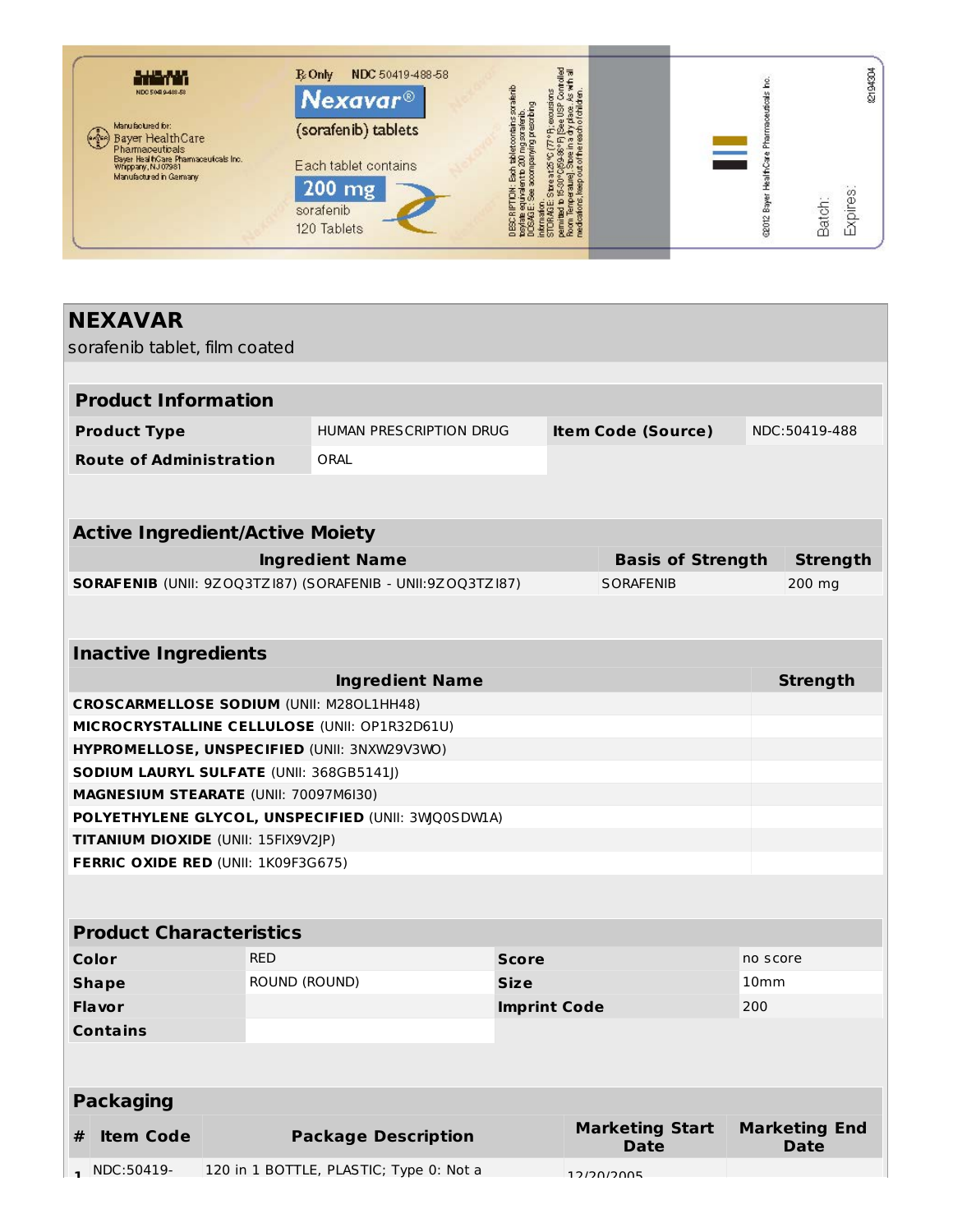Rx Only NDC 50419-488-58

**Nexavar®**

(sorafenib) tablets

Each tablet contains

200 mg

sorafenib

120 Tablets

Manufactured for:
Bayer HealthCare
Pharmaceuticals
Bayer HealthCare Pharmaceuticals Inc.
Whippany, NJ 07981
Manufactured in Germany

DESCRIPTION: Each tablet contains sorafenib tosylate equivalent to 200 mg sorafenib.
DOSAGE: See accompanying prescribing information.
STORAGE: Store at 25°C (77°F); excursions permitted to 15-30°C (59-86°F) [See USP Controlled Room Temperature]. Store in a dry place. As with all medications, keep out of the reach of children.

©2012 Bayer HealthCare Pharmaceuticals Inc.

Batch:

Expires:

82194304

# NEXAVAR

sorafenib tablet, film coated

## Product Information

| Product Type | HUMAN PRESCRIPTION DRUG | Item Code (Source) | NDC:50419-488 |
| --- | --- | --- | --- |
| Route of Administration | ORAL | | |

## Active Ingredient/Active Moiety

| Ingredient Name | Basis of Strength | Strength |
| --- | --- | --- |
| **SORAFENIB** (UNII: 9ZOQ3TZI87) (SORAFENIB - UNII:9ZOQ3TZI87) | SORAFENIB | 200 mg |

## Inactive Ingredients

| Ingredient Name | Strength |
| --- | --- |
| **CROSCARMELLOSE SODIUM** (UNII: M28OL1HH48) | |
| **MICROCRYSTALLINE CELLULOSE** (UNII: OP1R32D61U) | |
| **HYPROMELLOSE, UNSPECIFIED** (UNII: 3NXW29V3WO) | |
| **SODIUM LAURYL SULFATE** (UNII: 368GB5141J) | |
| **MAGNESIUM STEARATE** (UNII: 70097M6I30) | |
| **POLYETHYLENE GLYCOL, UNSPECIFIED** (UNII: 3WJQ0SDW1A) | |
| **TITANIUM DIOXIDE** (UNII: 15FIX9V2JP) | |
| **FERRIC OXIDE RED** (UNII: 1K09F3G675) | |

## Product Characteristics

| Color | RED | Score | no score |
| --- | --- | --- | --- |
| Shape | ROUND (ROUND) | Size | 10mm |
| Flavor | | Imprint Code | 200 |
| Contains | | | |

## Packaging

| # | Item Code | Package Description | Marketing Start Date | Marketing End Date |
| --- | --- | --- | --- | --- |
| 1 | NDC:50419- | 120 in 1 BOTTLE, PLASTIC; Type 0: Not a | 12/20/2005 | |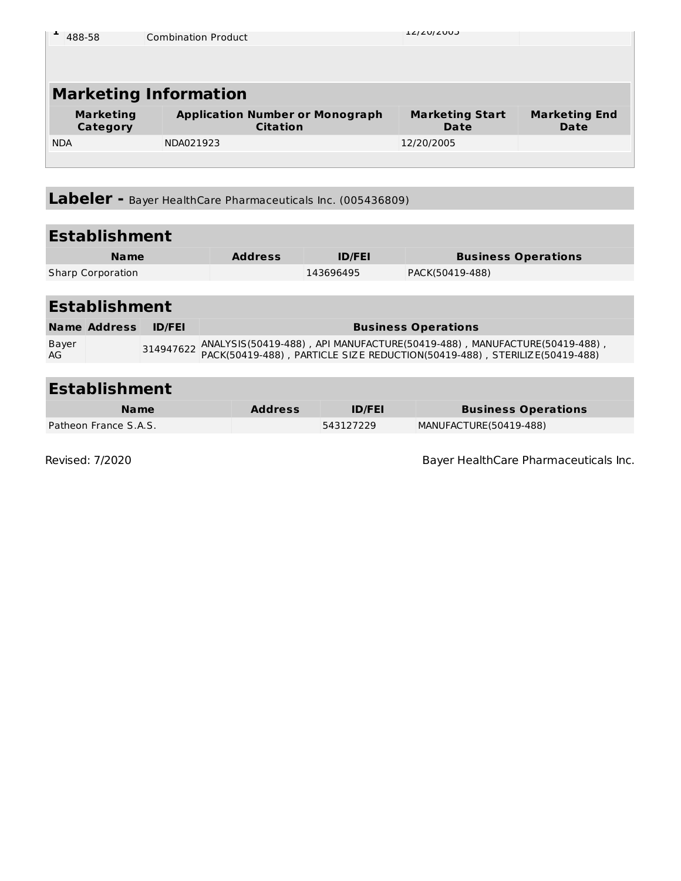| | | | | |
|---|---|---|---|---|
| 1 | 488-58 | Combination Product | 12/20/2005 | |

## Marketing Information

| Marketing Category | Application Number or Monograph Citation | Marketing Start Date | Marketing End Date |
|---|---|---|---|
| NDA | NDA021923 | 12/20/2005 | |

## Labeler - Bayer HealthCare Pharmaceuticals Inc. (005436809)

## Establishment

| Name | Address | ID/FEI | Business Operations |
|---|---|---|---|
| Sharp Corporation | | 143696495 | PACK(50419-488) |

## Establishment

| Name | Address | ID/FEI | Business Operations |
|---|---|---|---|
| Bayer AG | | 314947622 | ANALYSIS(50419-488) , API MANUFACTURE(50419-488) , MANUFACTURE(50419-488) , PACK(50419-488) , PARTICLE SIZE REDUCTION(50419-488) , STERILIZE(50419-488) |

## Establishment

| Name | Address | ID/FEI | Business Operations |
|---|---|---|---|
| Patheon France S.A.S. | | 543127229 | MANUFACTURE(50419-488) |

Revised: 7/2020

Bayer HealthCare Pharmaceuticals Inc.